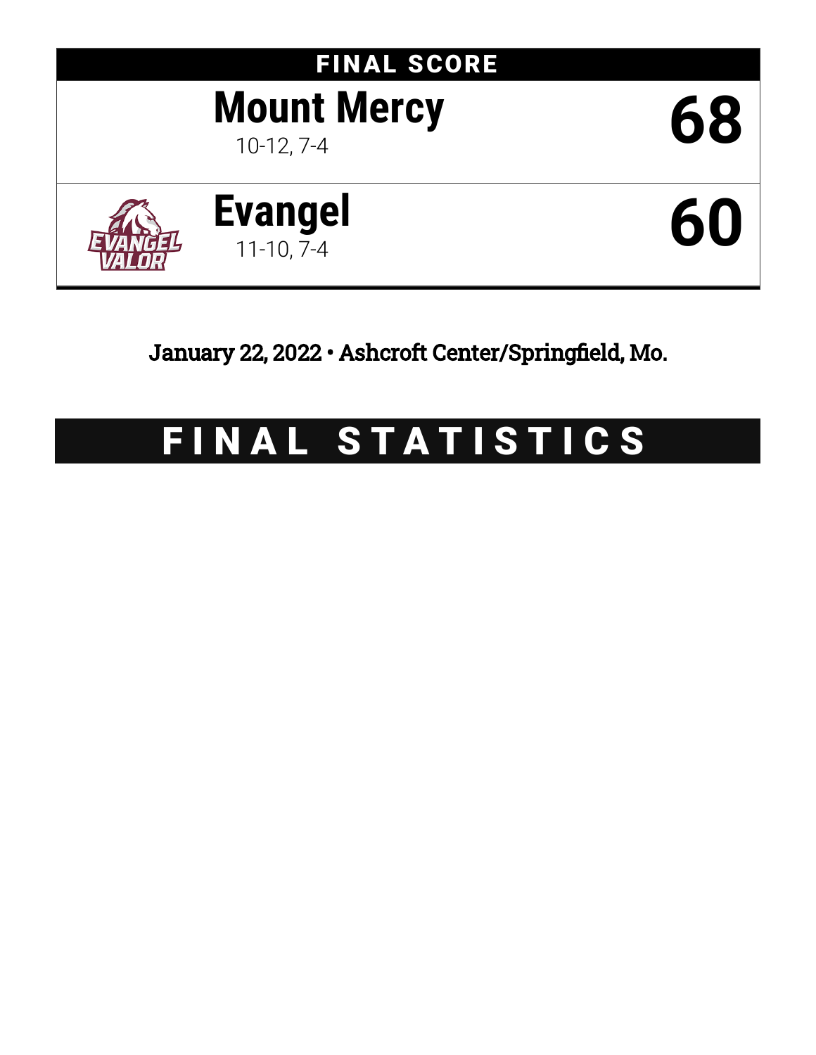## FINAL SCORE

| Team | Score |
|---|---|
| **Mount Mercy** 10-12, 7-4 | **68** |
| **Evangel** 11-10, 7-4 | **60** |

January 22, 2022 • Ashcroft Center/Springfield, Mo.

# FINAL STATISTICS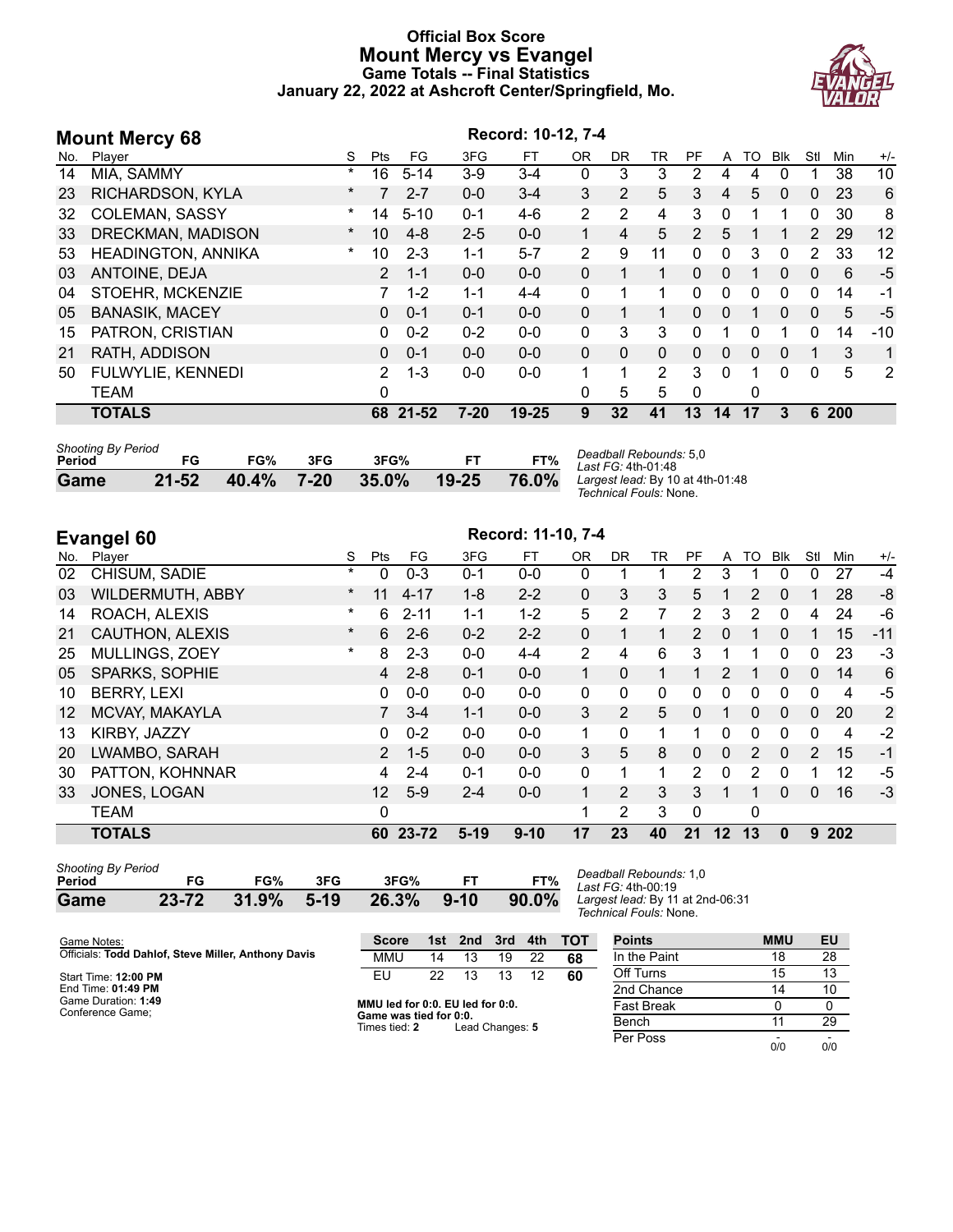# Official Box Score
# Mount Mercy vs Evangel
## Game Totals -- Final Statistics
### January 22, 2022 at Ashcroft Center/Springfield, Mo.

## Mount Mercy 68

Record: 10-12, 7-4

| No. | Player | S | Pts | FG | 3FG | FT | OR | DR | TR | PF | A | TO | Blk | Stl | Min | +/- |
|---|---|---|---|---|---|---|---|---|---|---|---|---|---|---|---|---|
| 14 | MIA, SAMMY | * | 16 | 5-14 | 3-9 | 3-4 | 0 | 3 | 3 | 2 | 4 | 4 | 0 | 1 | 38 | 10 |
| 23 | RICHARDSON, KYLA | * | 7 | 2-7 | 0-0 | 3-4 | 3 | 2 | 5 | 3 | 4 | 5 | 0 | 0 | 23 | 6 |
| 32 | COLEMAN, SASSY | * | 14 | 5-10 | 0-1 | 4-6 | 2 | 2 | 4 | 3 | 0 | 1 | 1 | 0 | 30 | 8 |
| 33 | DRECKMAN, MADISON | * | 10 | 4-8 | 2-5 | 0-0 | 1 | 4 | 5 | 2 | 5 | 1 | 1 | 2 | 29 | 12 |
| 53 | HEADINGTON, ANNIKA | * | 10 | 2-3 | 1-1 | 5-7 | 2 | 9 | 11 | 0 | 0 | 3 | 0 | 2 | 33 | 12 |
| 03 | ANTOINE, DEJA | | 2 | 1-1 | 0-0 | 0-0 | 0 | 1 | 1 | 0 | 0 | 1 | 0 | 0 | 6 | -5 |
| 04 | STOEHR, MCKENZIE | | 7 | 1-2 | 1-1 | 4-4 | 0 | 1 | 1 | 0 | 0 | 0 | 0 | 0 | 14 | -1 |
| 05 | BANASIK, MACEY | | 0 | 0-1 | 0-1 | 0-0 | 0 | 1 | 1 | 0 | 0 | 1 | 0 | 0 | 5 | -5 |
| 15 | PATRON, CRISTIAN | | 0 | 0-2 | 0-2 | 0-0 | 0 | 3 | 3 | 0 | 1 | 0 | 1 | 0 | 14 | -10 |
| 21 | RATH, ADDISON | | 0 | 0-1 | 0-0 | 0-0 | 0 | 0 | 0 | 0 | 0 | 0 | 0 | 1 | 3 | 1 |
| 50 | FULWYLIE, KENNEDI | | 2 | 1-3 | 0-0 | 0-0 | 1 | 1 | 2 | 3 | 0 | 1 | 0 | 0 | 5 | 2 |
| | TEAM | | 0 | | | | 0 | 5 | 5 | 0 | | 0 | | | | |
| | **TOTALS** | | **68** | **21-52** | **7-20** | **19-25** | **9** | **32** | **41** | **13** | **14** | **17** | **3** | **6** | **200** | |

| Shooting By Period Period | FG | FG% | 3FG | 3FG% | FT | FT% |
|---|---|---|---|---|---|---|
| Game | 21-52 | 40.4% | 7-20 | 35.0% | 19-25 | 76.0% |

Deadball Rebounds: 5,0
Last FG: 4th-01:48
Largest lead: By 10 at 4th-01:48
Technical Fouls: None.

## Evangel 60

Record: 11-10, 7-4

| No. | Player | S | Pts | FG | 3FG | FT | OR | DR | TR | PF | A | TO | Blk | Stl | Min | +/- |
|---|---|---|---|---|---|---|---|---|---|---|---|---|---|---|---|---|
| 02 | CHISUM, SADIE | * | 0 | 0-3 | 0-1 | 0-0 | 0 | 1 | 1 | 2 | 3 | 1 | 0 | 0 | 27 | -4 |
| 03 | WILDERMUTH, ABBY | * | 11 | 4-17 | 1-8 | 2-2 | 0 | 3 | 3 | 5 | 1 | 2 | 0 | 1 | 28 | -8 |
| 14 | ROACH, ALEXIS | * | 6 | 2-11 | 1-1 | 1-2 | 5 | 2 | 7 | 2 | 3 | 2 | 0 | 4 | 24 | -6 |
| 21 | CAUTHON, ALEXIS | * | 6 | 2-6 | 0-2 | 2-2 | 0 | 1 | 1 | 2 | 0 | 1 | 0 | 1 | 15 | -11 |
| 25 | MULLINGS, ZOEY | * | 8 | 2-3 | 0-0 | 4-4 | 2 | 4 | 6 | 3 | 1 | 1 | 0 | 0 | 23 | -3 |
| 05 | SPARKS, SOPHIE | | 4 | 2-8 | 0-1 | 0-0 | 1 | 0 | 1 | 1 | 2 | 1 | 0 | 0 | 14 | 6 |
| 10 | BERRY, LEXI | | 0 | 0-0 | 0-0 | 0-0 | 0 | 0 | 0 | 0 | 0 | 0 | 0 | 0 | 4 | -5 |
| 12 | MCVAY, MAKAYLA | | 7 | 3-4 | 1-1 | 0-0 | 3 | 2 | 5 | 0 | 1 | 0 | 0 | 0 | 20 | 2 |
| 13 | KIRBY, JAZZY | | 0 | 0-2 | 0-0 | 0-0 | 1 | 0 | 1 | 1 | 0 | 0 | 0 | 0 | 4 | -2 |
| 20 | LWAMBO, SARAH | | 2 | 1-5 | 0-0 | 0-0 | 3 | 5 | 8 | 0 | 0 | 2 | 0 | 2 | 15 | -1 |
| 30 | PATTON, KOHNNAR | | 4 | 2-4 | 0-1 | 0-0 | 0 | 1 | 1 | 2 | 0 | 2 | 0 | 1 | 12 | -5 |
| 33 | JONES, LOGAN | | 12 | 5-9 | 2-4 | 0-0 | 1 | 2 | 3 | 3 | 1 | 1 | 0 | 0 | 16 | -3 |
| | TEAM | | 0 | | | | 1 | 2 | 3 | 0 | | 0 | | | | |
| | **TOTALS** | | **60** | **23-72** | **5-19** | **9-10** | **17** | **23** | **40** | **21** | **12** | **13** | **0** | **9** | **202** | |

| Shooting By Period Period | FG | FG% | 3FG | 3FG% | FT | FT% |
|---|---|---|---|---|---|---|
| Game | 23-72 | 31.9% | 5-19 | 26.3% | 9-10 | 90.0% |

Deadball Rebounds: 1,0
Last FG: 4th-00:19
Largest lead: By 11 at 2nd-06:31
Technical Fouls: None.

Game Notes:
Officials: **Todd Dahlof, Steve Miller, Anthony Davis**

Start Time: **12:00 PM**
End Time: **01:49 PM**
Game Duration: **1:49**
Conference Game;

| Score | 1st | 2nd | 3rd | 4th | TOT |
|---|---|---|---|---|---|
| MMU | 14 | 13 | 19 | 22 | 68 |
| EU | 22 | 13 | 13 | 12 | 60 |

**MMU led for 0:0. EU led for 0:0.**
**Game was tied for 0:0.**
Times tied: **2** Lead Changes: **5**

| Points | MMU | EU |
|---|---|---|
| In the Paint | 18 | 28 |
| Off Turns | 15 | 13 |
| 2nd Chance | 14 | 10 |
| Fast Break | 0 | 0 |
| Bench | 11 | 29 |
| Per Poss | - 0/0 | - 0/0 |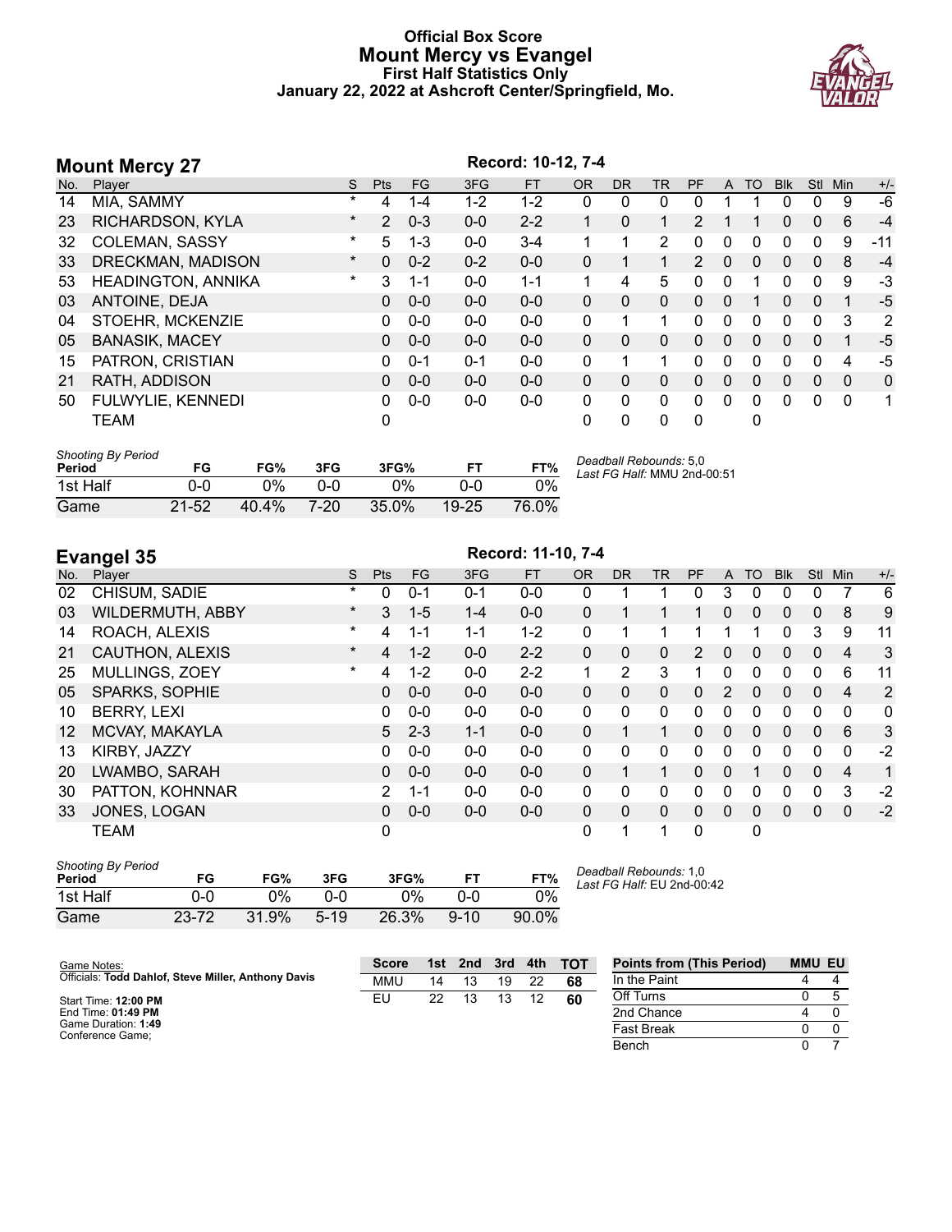# Official Box Score
# Mount Mercy vs Evangel
## First Half Statistics Only
## January 22, 2022 at Ashcroft Center/Springfield, Mo.

## Mount Mercy 27

Record: 10-12, 7-4

| No. | Player | S | Pts | FG | 3FG | FT | OR | DR | TR | PF | A | TO | Blk | Stl | Min | +/- |
|---|---|---|---|---|---|---|---|---|---|---|---|---|---|---|---|---|
| 14 | MIA, SAMMY | * | 4 | 1-4 | 1-2 | 1-2 | 0 | 0 | 0 | 0 | 1 | 1 | 0 | 0 | 9 | -6 |
| 23 | RICHARDSON, KYLA | * | 2 | 0-3 | 0-0 | 2-2 | 1 | 0 | 1 | 2 | 1 | 1 | 0 | 0 | 6 | -4 |
| 32 | COLEMAN, SASSY | * | 5 | 1-3 | 0-0 | 3-4 | 1 | 1 | 2 | 0 | 0 | 0 | 0 | 0 | 9 | -11 |
| 33 | DRECKMAN, MADISON | * | 0 | 0-2 | 0-2 | 0-0 | 0 | 1 | 1 | 2 | 0 | 0 | 0 | 0 | 8 | -4 |
| 53 | HEADINGTON, ANNIKA | * | 3 | 1-1 | 0-0 | 1-1 | 1 | 4 | 5 | 0 | 0 | 1 | 0 | 0 | 9 | -3 |
| 03 | ANTOINE, DEJA | | 0 | 0-0 | 0-0 | 0-0 | 0 | 0 | 0 | 0 | 0 | 1 | 0 | 0 | 1 | -5 |
| 04 | STOEHR, MCKENZIE | | 0 | 0-0 | 0-0 | 0-0 | 0 | 1 | 1 | 0 | 0 | 0 | 0 | 0 | 3 | 2 |
| 05 | BANASIK, MACEY | | 0 | 0-0 | 0-0 | 0-0 | 0 | 0 | 0 | 0 | 0 | 0 | 0 | 0 | 1 | -5 |
| 15 | PATRON, CRISTIAN | | 0 | 0-1 | 0-1 | 0-0 | 0 | 1 | 1 | 0 | 0 | 0 | 0 | 0 | 4 | -5 |
| 21 | RATH, ADDISON | | 0 | 0-0 | 0-0 | 0-0 | 0 | 0 | 0 | 0 | 0 | 0 | 0 | 0 | 0 | 0 |
| 50 | FULWYLIE, KENNEDI | | 0 | 0-0 | 0-0 | 0-0 | 0 | 0 | 0 | 0 | 0 | 0 | 0 | 0 | 0 | 1 |
| | TEAM | | 0 | | | | 0 | 0 | 0 | 0 | | 0 | | | | |

| Shooting By Period Period | FG | FG% | 3FG | 3FG% | FT | FT% |
|---|---|---|---|---|---|---|
| 1st Half | 0-0 | 0% | 0-0 | 0% | 0-0 | 0% |
| Game | 21-52 | 40.4% | 7-20 | 35.0% | 19-25 | 76.0% |

*Deadball Rebounds:* 5,0
*Last FG Half:* MMU 2nd-00:51

## Evangel 35

Record: 11-10, 7-4

| No. | Player | S | Pts | FG | 3FG | FT | OR | DR | TR | PF | A | TO | Blk | Stl | Min | +/- |
|---|---|---|---|---|---|---|---|---|---|---|---|---|---|---|---|---|
| 02 | CHISUM, SADIE | * | 0 | 0-1 | 0-1 | 0-0 | 0 | 1 | 1 | 0 | 3 | 0 | 0 | 0 | 7 | 6 |
| 03 | WILDERMUTH, ABBY | * | 3 | 1-5 | 1-4 | 0-0 | 0 | 1 | 1 | 1 | 0 | 0 | 0 | 0 | 8 | 9 |
| 14 | ROACH, ALEXIS | * | 4 | 1-1 | 1-1 | 1-2 | 0 | 1 | 1 | 1 | 1 | 1 | 0 | 3 | 9 | 11 |
| 21 | CAUTHON, ALEXIS | * | 4 | 1-2 | 0-0 | 2-2 | 0 | 0 | 0 | 2 | 0 | 0 | 0 | 0 | 4 | 3 |
| 25 | MULLINGS, ZOEY | * | 4 | 1-2 | 0-0 | 2-2 | 1 | 2 | 3 | 1 | 0 | 0 | 0 | 0 | 6 | 11 |
| 05 | SPARKS, SOPHIE | | 0 | 0-0 | 0-0 | 0-0 | 0 | 0 | 0 | 0 | 2 | 0 | 0 | 0 | 4 | 2 |
| 10 | BERRY, LEXI | | 0 | 0-0 | 0-0 | 0-0 | 0 | 0 | 0 | 0 | 0 | 0 | 0 | 0 | 0 | 0 |
| 12 | MCVAY, MAKAYLA | | 5 | 2-3 | 1-1 | 0-0 | 0 | 1 | 1 | 0 | 0 | 0 | 0 | 0 | 6 | 3 |
| 13 | KIRBY, JAZZY | | 0 | 0-0 | 0-0 | 0-0 | 0 | 0 | 0 | 0 | 0 | 0 | 0 | 0 | 0 | -2 |
| 20 | LWAMBO, SARAH | | 0 | 0-0 | 0-0 | 0-0 | 0 | 1 | 1 | 0 | 0 | 1 | 0 | 0 | 4 | 1 |
| 30 | PATTON, KOHNNAR | | 2 | 1-1 | 0-0 | 0-0 | 0 | 0 | 0 | 0 | 0 | 0 | 0 | 0 | 3 | -2 |
| 33 | JONES, LOGAN | | 0 | 0-0 | 0-0 | 0-0 | 0 | 0 | 0 | 0 | 0 | 0 | 0 | 0 | 0 | -2 |
| | TEAM | | 0 | | | | 0 | 1 | 1 | 0 | | 0 | | | | |

| Shooting By Period Period | FG | FG% | 3FG | 3FG% | FT | FT% |
|---|---|---|---|---|---|---|
| 1st Half | 0-0 | 0% | 0-0 | 0% | 0-0 | 0% |
| Game | 23-72 | 31.9% | 5-19 | 26.3% | 9-10 | 90.0% |

*Deadball Rebounds:* 1,0
*Last FG Half:* EU 2nd-00:42

Game Notes:
Officials: **Todd Dahlof, Steve Miller, Anthony Davis**

Start Time: **12:00 PM**
End Time: **01:49 PM**
Game Duration: **1:49**
Conference Game;

| Score | 1st | 2nd | 3rd | 4th | TOT |
|---|---|---|---|---|---|
| MMU | 14 | 13 | 19 | 22 | 68 |
| EU | 22 | 13 | 13 | 12 | 60 |

| Points from (This Period) | MMU | EU |
|---|---|---|
| In the Paint | 4 | 4 |
| Off Turns | 0 | 5 |
| 2nd Chance | 4 | 0 |
| Fast Break | 0 | 0 |
| Bench | 0 | 7 |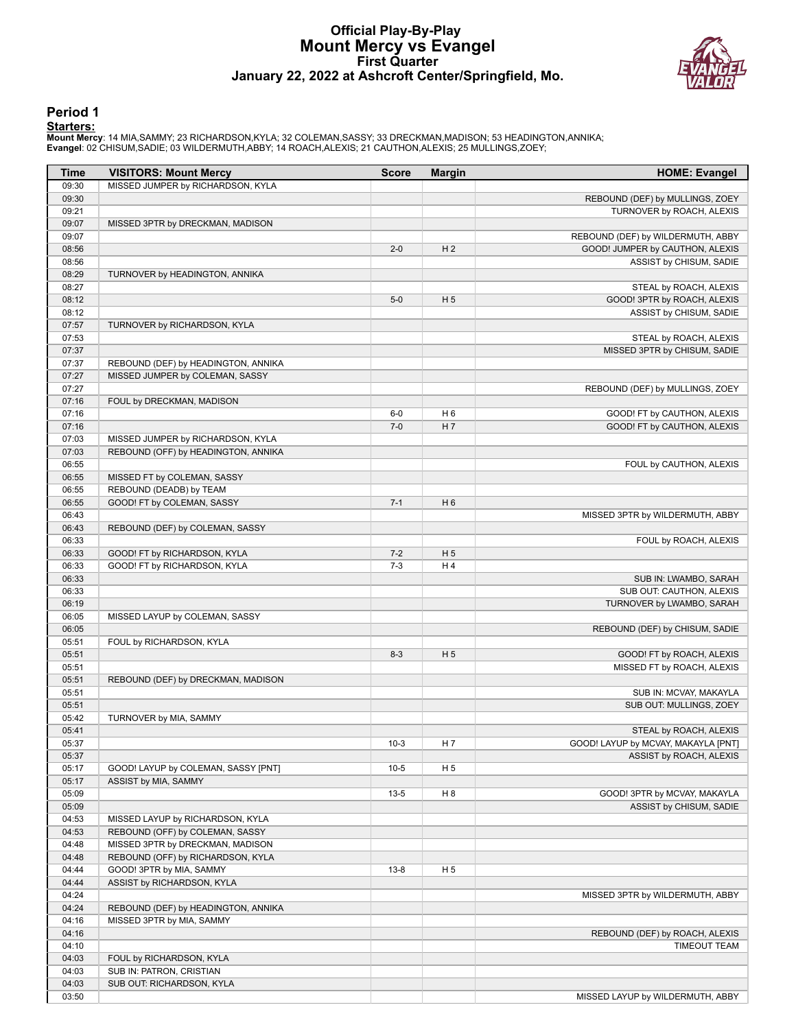# Official Play-By-Play
# Mount Mercy vs Evangel
## First Quarter
## January 22, 2022 at Ashcroft Center/Springfield, Mo.

### Period 1

**Starters:**

**Mount Mercy**: 14 MIA,SAMMY; 23 RICHARDSON,KYLA; 32 COLEMAN,SASSY; 33 DRECKMAN,MADISON; 53 HEADINGTON,ANNIKA;
**Evangel**: 02 CHISUM,SADIE; 03 WILDERMUTH,ABBY; 14 ROACH,ALEXIS; 21 CAUTHON,ALEXIS; 25 MULLINGS,ZOEY;

| Time | VISITORS: Mount Mercy | Score | Margin | HOME: Evangel |
|---|---|---|---|---|
| 09:30 | MISSED JUMPER by RICHARDSON, KYLA | | | |
| 09:30 | | | | REBOUND (DEF) by MULLINGS, ZOEY |
| 09:21 | | | | TURNOVER by ROACH, ALEXIS |
| 09:07 | MISSED 3PTR by DRECKMAN, MADISON | | | |
| 09:07 | | | | REBOUND (DEF) by WILDERMUTH, ABBY |
| 08:56 | | 2-0 | H 2 | GOOD! JUMPER by CAUTHON, ALEXIS |
| 08:56 | | | | ASSIST by CHISUM, SADIE |
| 08:29 | TURNOVER by HEADINGTON, ANNIKA | | | |
| 08:27 | | | | STEAL by ROACH, ALEXIS |
| 08:12 | | 5-0 | H 5 | GOOD! 3PTR by ROACH, ALEXIS |
| 08:12 | | | | ASSIST by CHISUM, SADIE |
| 07:57 | TURNOVER by RICHARDSON, KYLA | | | |
| 07:53 | | | | STEAL by ROACH, ALEXIS |
| 07:37 | | | | MISSED 3PTR by CHISUM, SADIE |
| 07:37 | REBOUND (DEF) by HEADINGTON, ANNIKA | | | |
| 07:27 | MISSED JUMPER by COLEMAN, SASSY | | | |
| 07:27 | | | | REBOUND (DEF) by MULLINGS, ZOEY |
| 07:16 | FOUL by DRECKMAN, MADISON | | | |
| 07:16 | | 6-0 | H 6 | GOOD! FT by CAUTHON, ALEXIS |
| 07:16 | | 7-0 | H 7 | GOOD! FT by CAUTHON, ALEXIS |
| 07:03 | MISSED JUMPER by RICHARDSON, KYLA | | | |
| 07:03 | REBOUND (OFF) by HEADINGTON, ANNIKA | | | |
| 06:55 | | | | FOUL by CAUTHON, ALEXIS |
| 06:55 | MISSED FT by COLEMAN, SASSY | | | |
| 06:55 | REBOUND (DEADB) by TEAM | | | |
| 06:55 | GOOD! FT by COLEMAN, SASSY | 7-1 | H 6 | |
| 06:43 | | | | MISSED 3PTR by WILDERMUTH, ABBY |
| 06:43 | REBOUND (DEF) by COLEMAN, SASSY | | | |
| 06:33 | | | | FOUL by ROACH, ALEXIS |
| 06:33 | GOOD! FT by RICHARDSON, KYLA | 7-2 | H 5 | |
| 06:33 | GOOD! FT by RICHARDSON, KYLA | 7-3 | H 4 | |
| 06:33 | | | | SUB IN: LWAMBO, SARAH |
| 06:33 | | | | SUB OUT: CAUTHON, ALEXIS |
| 06:19 | | | | TURNOVER by LWAMBO, SARAH |
| 06:05 | MISSED LAYUP by COLEMAN, SASSY | | | |
| 06:05 | | | | REBOUND (DEF) by CHISUM, SADIE |
| 05:51 | FOUL by RICHARDSON, KYLA | | | |
| 05:51 | | 8-3 | H 5 | GOOD! FT by ROACH, ALEXIS |
| 05:51 | | | | MISSED FT by ROACH, ALEXIS |
| 05:51 | REBOUND (DEF) by DRECKMAN, MADISON | | | |
| 05:51 | | | | SUB IN: MCVAY, MAKAYLA |
| 05:51 | | | | SUB OUT: MULLINGS, ZOEY |
| 05:42 | TURNOVER by MIA, SAMMY | | | |
| 05:41 | | | | STEAL by ROACH, ALEXIS |
| 05:37 | | 10-3 | H 7 | GOOD! LAYUP by MCVAY, MAKAYLA [PNT] |
| 05:37 | | | | ASSIST by ROACH, ALEXIS |
| 05:17 | GOOD! LAYUP by COLEMAN, SASSY [PNT] | 10-5 | H 5 | |
| 05:17 | ASSIST by MIA, SAMMY | | | |
| 05:09 | | 13-5 | H 8 | GOOD! 3PTR by MCVAY, MAKAYLA |
| 05:09 | | | | ASSIST by CHISUM, SADIE |
| 04:53 | MISSED LAYUP by RICHARDSON, KYLA | | | |
| 04:53 | REBOUND (OFF) by COLEMAN, SASSY | | | |
| 04:48 | MISSED 3PTR by DRECKMAN, MADISON | | | |
| 04:48 | REBOUND (OFF) by RICHARDSON, KYLA | | | |
| 04:44 | GOOD! 3PTR by MIA, SAMMY | 13-8 | H 5 | |
| 04:44 | ASSIST by RICHARDSON, KYLA | | | |
| 04:24 | | | | MISSED 3PTR by WILDERMUTH, ABBY |
| 04:24 | REBOUND (DEF) by HEADINGTON, ANNIKA | | | |
| 04:16 | MISSED 3PTR by MIA, SAMMY | | | |
| 04:16 | | | | REBOUND (DEF) by ROACH, ALEXIS |
| 04:10 | | | | TIMEOUT TEAM |
| 04:03 | FOUL by RICHARDSON, KYLA | | | |
| 04:03 | SUB IN: PATRON, CRISTIAN | | | |
| 04:03 | SUB OUT: RICHARDSON, KYLA | | | |
| 03:50 | | | | MISSED LAYUP by WILDERMUTH, ABBY |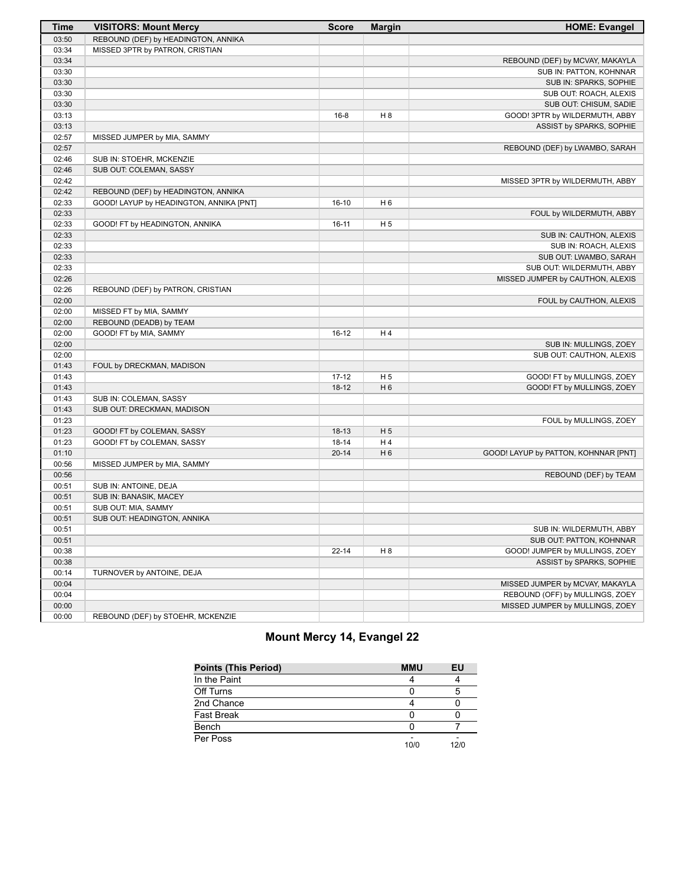| Time | VISITORS: Mount Mercy | Score | Margin | HOME: Evangel |
|---|---|---|---|---|
| 03:50 | REBOUND (DEF) by HEADINGTON, ANNIKA | | | |
| 03:34 | MISSED 3PTR by PATRON, CRISTIAN | | | |
| 03:34 | | | | REBOUND (DEF) by MCVAY, MAKAYLA |
| 03:30 | | | | SUB IN: PATTON, KOHNNAR |
| 03:30 | | | | SUB IN: SPARKS, SOPHIE |
| 03:30 | | | | SUB OUT: ROACH, ALEXIS |
| 03:30 | | | | SUB OUT: CHISUM, SADIE |
| 03:13 | | 16-8 | H 8 | GOOD! 3PTR by WILDERMUTH, ABBY |
| 03:13 | | | | ASSIST by SPARKS, SOPHIE |
| 02:57 | MISSED JUMPER by MIA, SAMMY | | | |
| 02:57 | | | | REBOUND (DEF) by LWAMBO, SARAH |
| 02:46 | SUB IN: STOEHR, MCKENZIE | | | |
| 02:46 | SUB OUT: COLEMAN, SASSY | | | |
| 02:42 | | | | MISSED 3PTR by WILDERMUTH, ABBY |
| 02:42 | REBOUND (DEF) by HEADINGTON, ANNIKA | | | |
| 02:33 | GOOD! LAYUP by HEADINGTON, ANNIKA [PNT] | 16-10 | H 6 | |
| 02:33 | | | | FOUL by WILDERMUTH, ABBY |
| 02:33 | GOOD! FT by HEADINGTON, ANNIKA | 16-11 | H 5 | |
| 02:33 | | | | SUB IN: CAUTHON, ALEXIS |
| 02:33 | | | | SUB IN: ROACH, ALEXIS |
| 02:33 | | | | SUB OUT: LWAMBO, SARAH |
| 02:33 | | | | SUB OUT: WILDERMUTH, ABBY |
| 02:26 | | | | MISSED JUMPER by CAUTHON, ALEXIS |
| 02:26 | REBOUND (DEF) by PATRON, CRISTIAN | | | |
| 02:00 | | | | FOUL by CAUTHON, ALEXIS |
| 02:00 | MISSED FT by MIA, SAMMY | | | |
| 02:00 | REBOUND (DEADB) by TEAM | | | |
| 02:00 | GOOD! FT by MIA, SAMMY | 16-12 | H 4 | |
| 02:00 | | | | SUB IN: MULLINGS, ZOEY |
| 02:00 | | | | SUB OUT: CAUTHON, ALEXIS |
| 01:43 | FOUL by DRECKMAN, MADISON | | | |
| 01:43 | | 17-12 | H 5 | GOOD! FT by MULLINGS, ZOEY |
| 01:43 | | 18-12 | H 6 | GOOD! FT by MULLINGS, ZOEY |
| 01:43 | SUB IN: COLEMAN, SASSY | | | |
| 01:43 | SUB OUT: DRECKMAN, MADISON | | | |
| 01:23 | | | | FOUL by MULLINGS, ZOEY |
| 01:23 | GOOD! FT by COLEMAN, SASSY | 18-13 | H 5 | |
| 01:23 | GOOD! FT by COLEMAN, SASSY | 18-14 | H 4 | |
| 01:10 | | 20-14 | H 6 | GOOD! LAYUP by PATTON, KOHNNAR [PNT] |
| 00:56 | MISSED JUMPER by MIA, SAMMY | | | |
| 00:56 | | | | REBOUND (DEF) by TEAM |
| 00:51 | SUB IN: ANTOINE, DEJA | | | |
| 00:51 | SUB IN: BANASIK, MACEY | | | |
| 00:51 | SUB OUT: MIA, SAMMY | | | |
| 00:51 | SUB OUT: HEADINGTON, ANNIKA | | | |
| 00:51 | | | | SUB IN: WILDERMUTH, ABBY |
| 00:51 | | | | SUB OUT: PATTON, KOHNNAR |
| 00:38 | | 22-14 | H 8 | GOOD! JUMPER by MULLINGS, ZOEY |
| 00:38 | | | | ASSIST by SPARKS, SOPHIE |
| 00:14 | TURNOVER by ANTOINE, DEJA | | | |
| 00:04 | | | | MISSED JUMPER by MCVAY, MAKAYLA |
| 00:04 | | | | REBOUND (OFF) by MULLINGS, ZOEY |
| 00:00 | | | | MISSED JUMPER by MULLINGS, ZOEY |
| 00:00 | REBOUND (DEF) by STOEHR, MCKENZIE | | | |

## Mount Mercy 14, Evangel 22

| Points (This Period) | MMU | EU |
|---|---|---|
| In the Paint | 4 | 4 |
| Off Turns | 0 | 5 |
| 2nd Chance | 4 | 0 |
| Fast Break | 0 | 0 |
| Bench | 0 | 7 |
| Per Poss | - 10/0 | - 12/0 |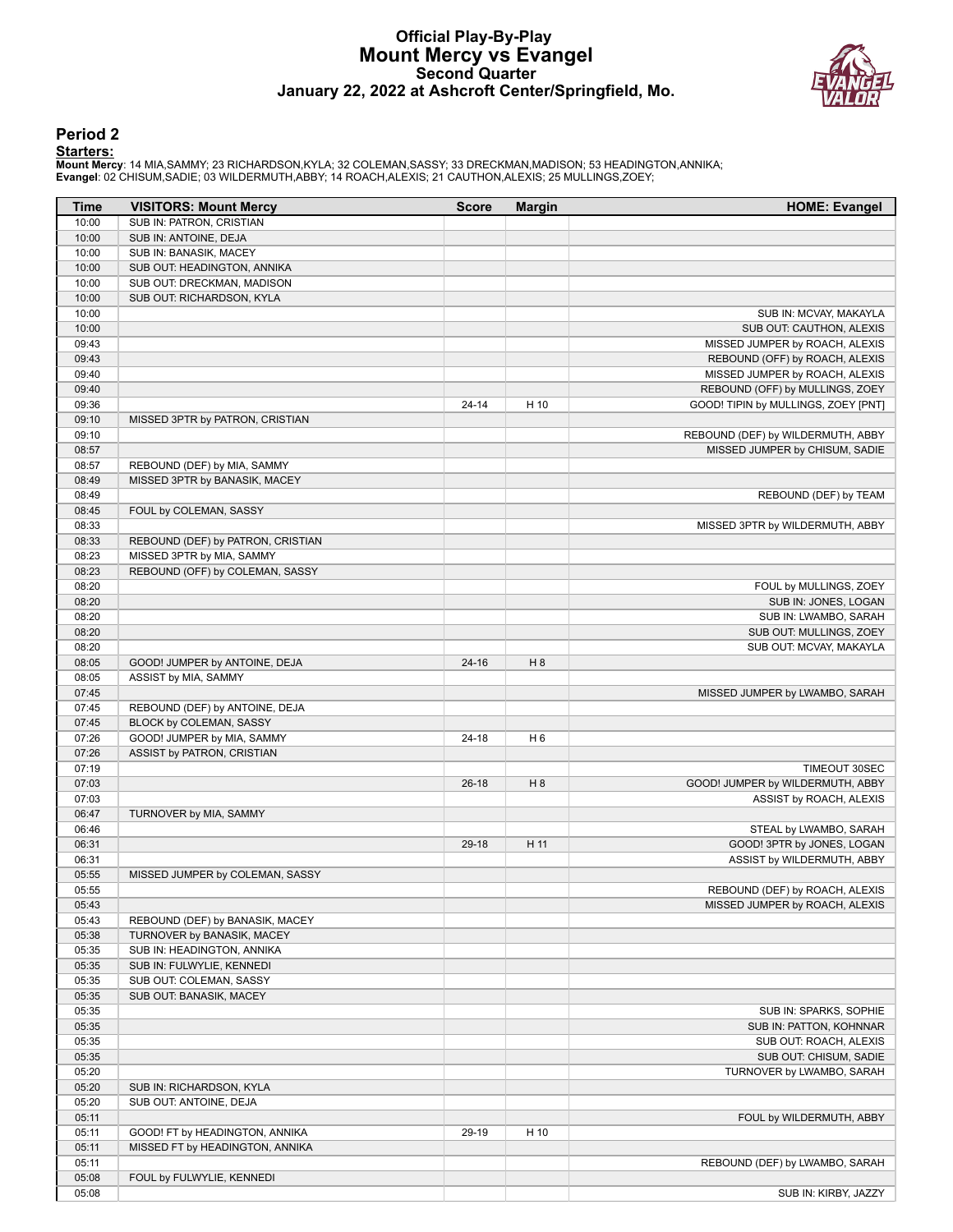# Official Play-By-Play
# Mount Mercy vs Evangel
## Second Quarter
## January 22, 2022 at Ashcroft Center/Springfield, Mo.

### Period 2

**Starters:**

**Mount Mercy**: 14 MIA,SAMMY; 23 RICHARDSON,KYLA; 32 COLEMAN,SASSY; 33 DRECKMAN,MADISON; 53 HEADINGTON,ANNIKA;
**Evangel**: 02 CHISUM,SADIE; 03 WILDERMUTH,ABBY; 14 ROACH,ALEXIS; 21 CAUTHON,ALEXIS; 25 MULLINGS,ZOEY;

| Time | VISITORS: Mount Mercy | Score | Margin | HOME: Evangel |
|---|---|---|---|---|
| 10:00 | SUB IN: PATRON, CRISTIAN | | | |
| 10:00 | SUB IN: ANTOINE, DEJA | | | |
| 10:00 | SUB IN: BANASIK, MACEY | | | |
| 10:00 | SUB OUT: HEADINGTON, ANNIKA | | | |
| 10:00 | SUB OUT: DRECKMAN, MADISON | | | |
| 10:00 | SUB OUT: RICHARDSON, KYLA | | | |
| 10:00 | | | | SUB IN: MCVAY, MAKAYLA |
| 10:00 | | | | SUB OUT: CAUTHON, ALEXIS |
| 09:43 | | | | MISSED JUMPER by ROACH, ALEXIS |
| 09:43 | | | | REBOUND (OFF) by ROACH, ALEXIS |
| 09:40 | | | | MISSED JUMPER by ROACH, ALEXIS |
| 09:40 | | | | REBOUND (OFF) by MULLINGS, ZOEY |
| 09:36 | | 24-14 | H 10 | GOOD! TIPIN by MULLINGS, ZOEY [PNT] |
| 09:10 | MISSED 3PTR by PATRON, CRISTIAN | | | |
| 09:10 | | | | REBOUND (DEF) by WILDERMUTH, ABBY |
| 08:57 | | | | MISSED JUMPER by CHISUM, SADIE |
| 08:57 | REBOUND (DEF) by MIA, SAMMY | | | |
| 08:49 | MISSED 3PTR by BANASIK, MACEY | | | |
| 08:49 | | | | REBOUND (DEF) by TEAM |
| 08:45 | FOUL by COLEMAN, SASSY | | | |
| 08:33 | | | | MISSED 3PTR by WILDERMUTH, ABBY |
| 08:33 | REBOUND (DEF) by PATRON, CRISTIAN | | | |
| 08:23 | MISSED 3PTR by MIA, SAMMY | | | |
| 08:23 | REBOUND (OFF) by COLEMAN, SASSY | | | |
| 08:20 | | | | FOUL by MULLINGS, ZOEY |
| 08:20 | | | | SUB IN: JONES, LOGAN |
| 08:20 | | | | SUB IN: LWAMBO, SARAH |
| 08:20 | | | | SUB OUT: MULLINGS, ZOEY |
| 08:20 | | | | SUB OUT: MCVAY, MAKAYLA |
| 08:05 | GOOD! JUMPER by ANTOINE, DEJA | 24-16 | H 8 | |
| 08:05 | ASSIST by MIA, SAMMY | | | |
| 07:45 | | | | MISSED JUMPER by LWAMBO, SARAH |
| 07:45 | REBOUND (DEF) by ANTOINE, DEJA | | | |
| 07:45 | BLOCK by COLEMAN, SASSY | | | |
| 07:26 | GOOD! JUMPER by MIA, SAMMY | 24-18 | H 6 | |
| 07:26 | ASSIST by PATRON, CRISTIAN | | | |
| 07:19 | | | | TIMEOUT 30SEC |
| 07:03 | | 26-18 | H 8 | GOOD! JUMPER by WILDERMUTH, ABBY |
| 07:03 | | | | ASSIST by ROACH, ALEXIS |
| 06:47 | TURNOVER by MIA, SAMMY | | | |
| 06:46 | | | | STEAL by LWAMBO, SARAH |
| 06:31 | | 29-18 | H 11 | GOOD! 3PTR by JONES, LOGAN |
| 06:31 | | | | ASSIST by WILDERMUTH, ABBY |
| 05:55 | MISSED JUMPER by COLEMAN, SASSY | | | |
| 05:55 | | | | REBOUND (DEF) by ROACH, ALEXIS |
| 05:43 | | | | MISSED JUMPER by ROACH, ALEXIS |
| 05:43 | REBOUND (DEF) by BANASIK, MACEY | | | |
| 05:38 | TURNOVER by BANASIK, MACEY | | | |
| 05:35 | SUB IN: HEADINGTON, ANNIKA | | | |
| 05:35 | SUB IN: FULWYLIE, KENNEDI | | | |
| 05:35 | SUB OUT: COLEMAN, SASSY | | | |
| 05:35 | SUB OUT: BANASIK, MACEY | | | |
| 05:35 | | | | SUB IN: SPARKS, SOPHIE |
| 05:35 | | | | SUB IN: PATTON, KOHNNAR |
| 05:35 | | | | SUB OUT: ROACH, ALEXIS |
| 05:35 | | | | SUB OUT: CHISUM, SADIE |
| 05:20 | | | | TURNOVER by LWAMBO, SARAH |
| 05:20 | SUB IN: RICHARDSON, KYLA | | | |
| 05:20 | SUB OUT: ANTOINE, DEJA | | | |
| 05:11 | | | | FOUL by WILDERMUTH, ABBY |
| 05:11 | GOOD! FT by HEADINGTON, ANNIKA | 29-19 | H 10 | |
| 05:11 | MISSED FT by HEADINGTON, ANNIKA | | | |
| 05:11 | | | | REBOUND (DEF) by LWAMBO, SARAH |
| 05:08 | FOUL by FULWYLIE, KENNEDI | | | |
| 05:08 | | | | SUB IN: KIRBY, JAZZY |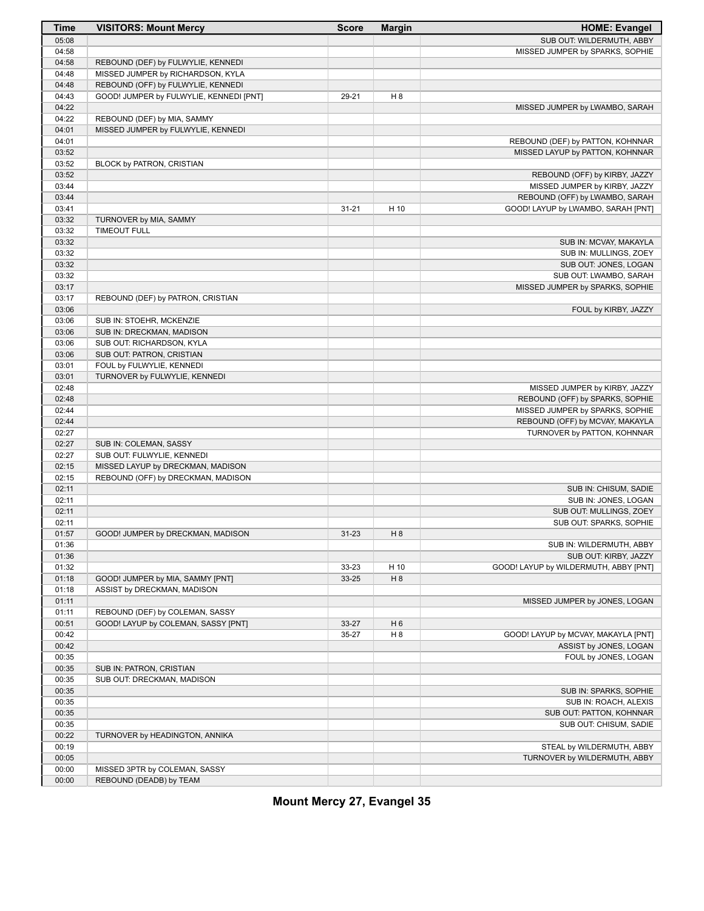| Time | VISITORS: Mount Mercy | Score | Margin | HOME: Evangel |
|---|---|---|---|---|
| 05:08 | | | | SUB OUT: WILDERMUTH, ABBY |
| 04:58 | | | | MISSED JUMPER by SPARKS, SOPHIE |
| 04:58 | REBOUND (DEF) by FULWYLIE, KENNEDI | | | |
| 04:48 | MISSED JUMPER by RICHARDSON, KYLA | | | |
| 04:48 | REBOUND (OFF) by FULWYLIE, KENNEDI | | | |
| 04:43 | GOOD! JUMPER by FULWYLIE, KENNEDI [PNT] | 29-21 | H 8 | |
| 04:22 | | | | MISSED JUMPER by LWAMBO, SARAH |
| 04:22 | REBOUND (DEF) by MIA, SAMMY | | | |
| 04:01 | MISSED JUMPER by FULWYLIE, KENNEDI | | | |
| 04:01 | | | | REBOUND (DEF) by PATTON, KOHNNAR |
| 03:52 | | | | MISSED LAYUP by PATTON, KOHNNAR |
| 03:52 | BLOCK by PATRON, CRISTIAN | | | |
| 03:52 | | | | REBOUND (OFF) by KIRBY, JAZZY |
| 03:44 | | | | MISSED JUMPER by KIRBY, JAZZY |
| 03:44 | | | | REBOUND (OFF) by LWAMBO, SARAH |
| 03:41 | | 31-21 | H 10 | GOOD! LAYUP by LWAMBO, SARAH [PNT] |
| 03:32 | TURNOVER by MIA, SAMMY | | | |
| 03:32 | TIMEOUT FULL | | | |
| 03:32 | | | | SUB IN: MCVAY, MAKAYLA |
| 03:32 | | | | SUB IN: MULLINGS, ZOEY |
| 03:32 | | | | SUB OUT: JONES, LOGAN |
| 03:32 | | | | SUB OUT: LWAMBO, SARAH |
| 03:17 | | | | MISSED JUMPER by SPARKS, SOPHIE |
| 03:17 | REBOUND (DEF) by PATRON, CRISTIAN | | | |
| 03:06 | | | | FOUL by KIRBY, JAZZY |
| 03:06 | SUB IN: STOEHR, MCKENZIE | | | |
| 03:06 | SUB IN: DRECKMAN, MADISON | | | |
| 03:06 | SUB OUT: RICHARDSON, KYLA | | | |
| 03:06 | SUB OUT: PATRON, CRISTIAN | | | |
| 03:01 | FOUL by FULWYLIE, KENNEDI | | | |
| 03:01 | TURNOVER by FULWYLIE, KENNEDI | | | |
| 02:48 | | | | MISSED JUMPER by KIRBY, JAZZY |
| 02:48 | | | | REBOUND (OFF) by SPARKS, SOPHIE |
| 02:44 | | | | MISSED JUMPER by SPARKS, SOPHIE |
| 02:44 | | | | REBOUND (OFF) by MCVAY, MAKAYLA |
| 02:27 | | | | TURNOVER by PATTON, KOHNNAR |
| 02:27 | SUB IN: COLEMAN, SASSY | | | |
| 02:27 | SUB OUT: FULWYLIE, KENNEDI | | | |
| 02:15 | MISSED LAYUP by DRECKMAN, MADISON | | | |
| 02:15 | REBOUND (OFF) by DRECKMAN, MADISON | | | |
| 02:11 | | | | SUB IN: CHISUM, SADIE |
| 02:11 | | | | SUB IN: JONES, LOGAN |
| 02:11 | | | | SUB OUT: MULLINGS, ZOEY |
| 02:11 | | | | SUB OUT: SPARKS, SOPHIE |
| 01:57 | GOOD! JUMPER by DRECKMAN, MADISON | 31-23 | H 8 | |
| 01:36 | | | | SUB IN: WILDERMUTH, ABBY |
| 01:36 | | | | SUB OUT: KIRBY, JAZZY |
| 01:32 | | 33-23 | H 10 | GOOD! LAYUP by WILDERMUTH, ABBY [PNT] |
| 01:18 | GOOD! JUMPER by MIA, SAMMY [PNT] | 33-25 | H 8 | |
| 01:18 | ASSIST by DRECKMAN, MADISON | | | |
| 01:11 | | | | MISSED JUMPER by JONES, LOGAN |
| 01:11 | REBOUND (DEF) by COLEMAN, SASSY | | | |
| 00:51 | GOOD! LAYUP by COLEMAN, SASSY [PNT] | 33-27 | H 6 | |
| 00:42 | | 35-27 | H 8 | GOOD! LAYUP by MCVAY, MAKAYLA [PNT] |
| 00:42 | | | | ASSIST by JONES, LOGAN |
| 00:35 | | | | FOUL by JONES, LOGAN |
| 00:35 | SUB IN: PATRON, CRISTIAN | | | |
| 00:35 | SUB OUT: DRECKMAN, MADISON | | | |
| 00:35 | | | | SUB IN: SPARKS, SOPHIE |
| 00:35 | | | | SUB IN: ROACH, ALEXIS |
| 00:35 | | | | SUB OUT: PATTON, KOHNNAR |
| 00:35 | | | | SUB OUT: CHISUM, SADIE |
| 00:22 | TURNOVER by HEADINGTON, ANNIKA | | | |
| 00:19 | | | | STEAL by WILDERMUTH, ABBY |
| 00:05 | | | | TURNOVER by WILDERMUTH, ABBY |
| 00:00 | MISSED 3PTR by COLEMAN, SASSY | | | |
| 00:00 | REBOUND (DEADB) by TEAM | | | |

**Mount Mercy 27, Evangel 35**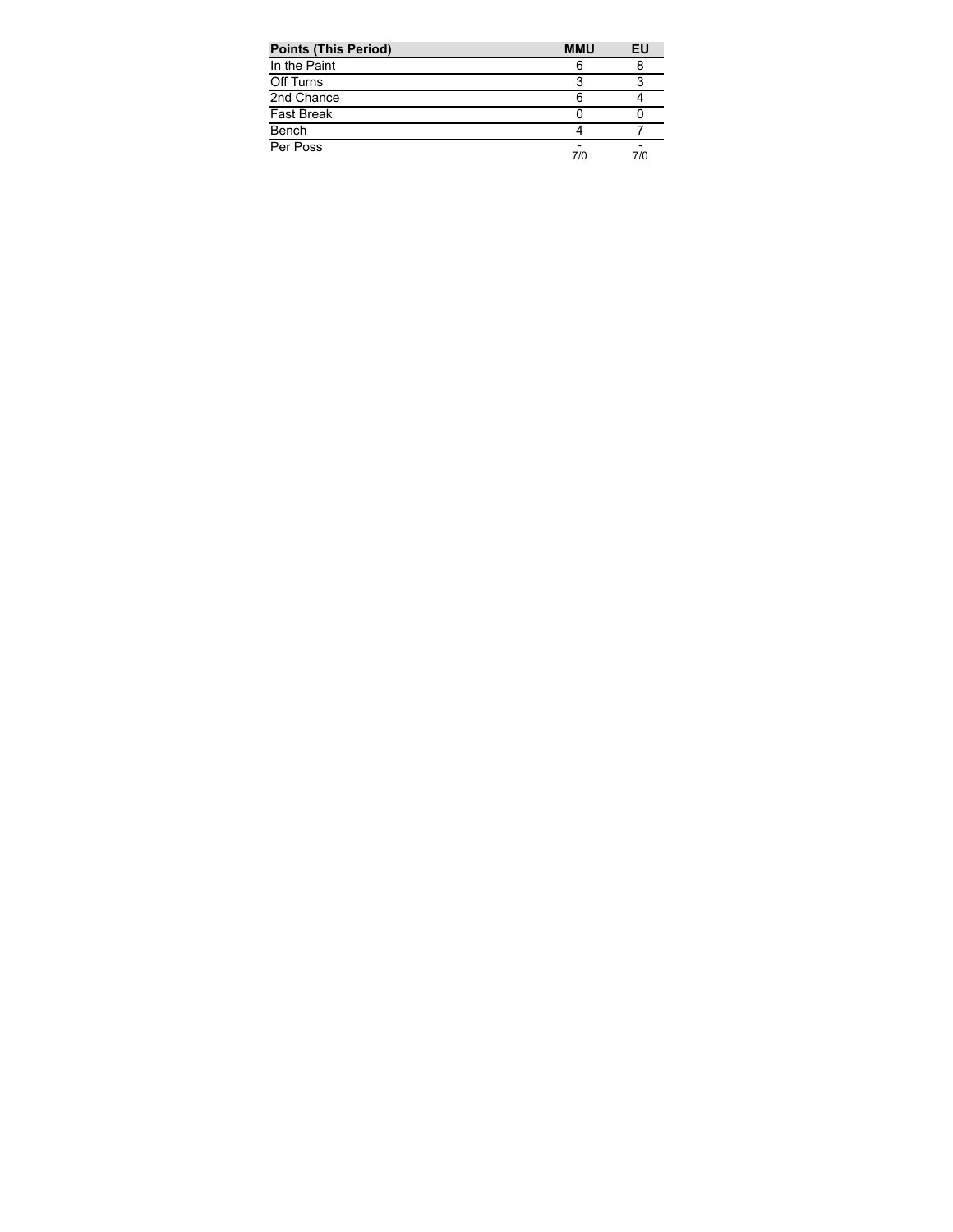| Points (This Period) | MMU | EU |
| --- | --- | --- |
| In the Paint | 6 | 8 |
| Off Turns | 3 | 3 |
| 2nd Chance | 6 | 4 |
| Fast Break | 0 | 0 |
| Bench | 4 | 7 |
| Per Poss | - 7/0 | - 7/0 |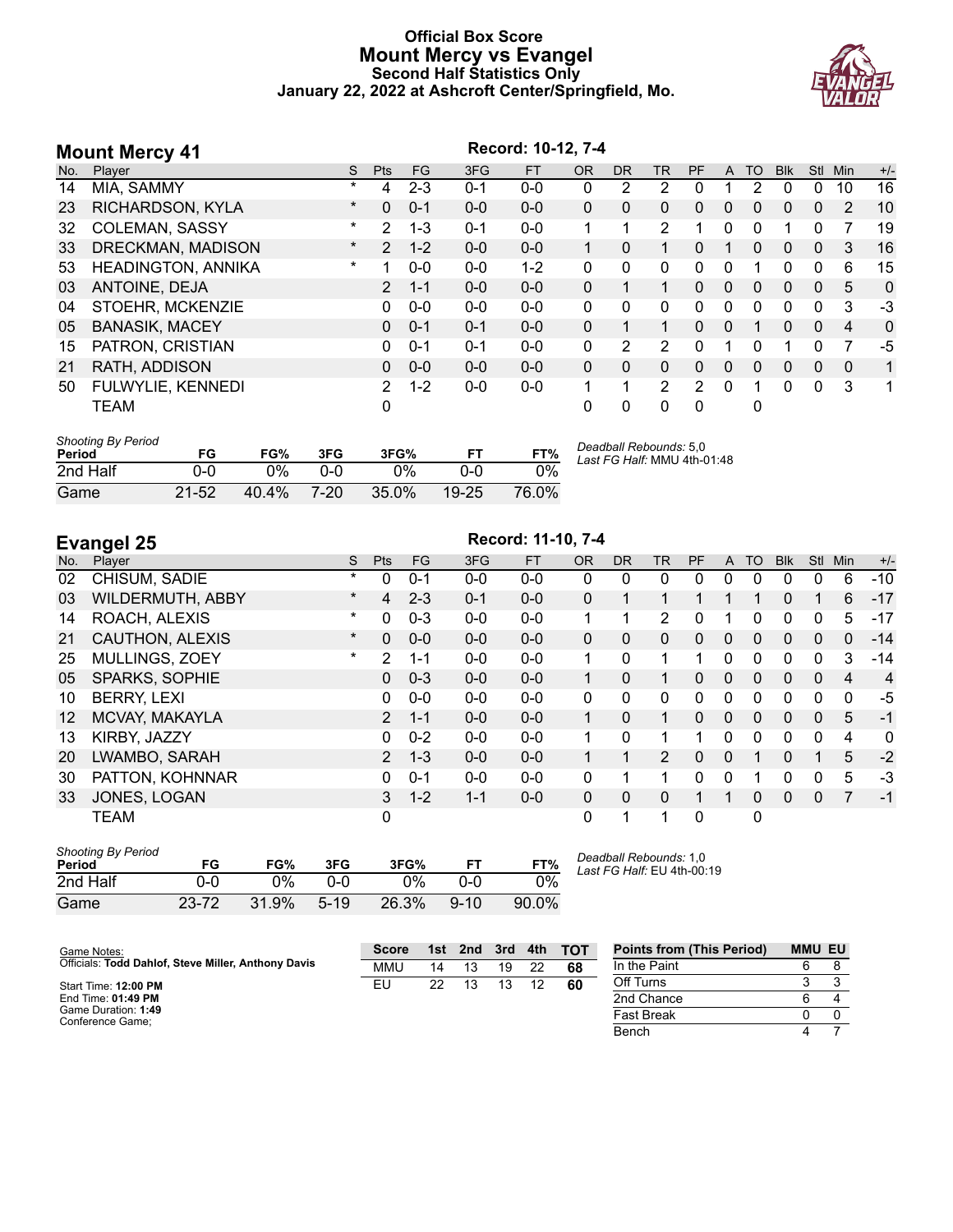# Official Box Score
# Mount Mercy vs Evangel
### Second Half Statistics Only
### January 22, 2022 at Ashcroft Center/Springfield, Mo.

## Mount Mercy 41

Record: 10-12, 7-4

| No. | Player | S | Pts | FG | 3FG | FT | OR | DR | TR | PF | A | TO | Blk | Stl | Min | +/- |
|---|---|---|---|---|---|---|---|---|---|---|---|---|---|---|---|---|
| 14 | MIA, SAMMY | * | 4 | 2-3 | 0-1 | 0-0 | 0 | 2 | 2 | 0 | 1 | 2 | 0 | 0 | 10 | 16 |
| 23 | RICHARDSON, KYLA | * | 0 | 0-1 | 0-0 | 0-0 | 0 | 0 | 0 | 0 | 0 | 0 | 0 | 0 | 2 | 10 |
| 32 | COLEMAN, SASSY | * | 2 | 1-3 | 0-1 | 0-0 | 1 | 1 | 2 | 1 | 0 | 0 | 1 | 0 | 7 | 19 |
| 33 | DRECKMAN, MADISON | * | 2 | 1-2 | 0-0 | 0-0 | 1 | 0 | 1 | 0 | 1 | 0 | 0 | 0 | 3 | 16 |
| 53 | HEADINGTON, ANNIKA | * | 1 | 0-0 | 0-0 | 1-2 | 0 | 0 | 0 | 0 | 0 | 1 | 0 | 0 | 6 | 15 |
| 03 | ANTOINE, DEJA | | 2 | 1-1 | 0-0 | 0-0 | 0 | 1 | 1 | 0 | 0 | 0 | 0 | 0 | 5 | 0 |
| 04 | STOEHR, MCKENZIE | | 0 | 0-0 | 0-0 | 0-0 | 0 | 0 | 0 | 0 | 0 | 0 | 0 | 0 | 3 | -3 |
| 05 | BANASIK, MACEY | | 0 | 0-1 | 0-1 | 0-0 | 0 | 1 | 1 | 0 | 0 | 1 | 0 | 0 | 4 | 0 |
| 15 | PATRON, CRISTIAN | | 0 | 0-1 | 0-1 | 0-0 | 0 | 2 | 2 | 0 | 1 | 0 | 1 | 0 | 7 | -5 |
| 21 | RATH, ADDISON | | 0 | 0-0 | 0-0 | 0-0 | 0 | 0 | 0 | 0 | 0 | 0 | 0 | 0 | 0 | 1 |
| 50 | FULWYLIE, KENNEDI | | 2 | 1-2 | 0-0 | 0-0 | 1 | 1 | 2 | 2 | 0 | 1 | 0 | 0 | 3 | 1 |
| | TEAM | | 0 | | | | 0 | 0 | 0 | 0 | | 0 | | | | |

*Shooting By Period*

| Period | FG | FG% | 3FG | 3FG% | FT | FT% |
|---|---|---|---|---|---|---|
| 2nd Half | 0-0 | 0% | 0-0 | 0% | 0-0 | 0% |
| Game | 21-52 | 40.4% | 7-20 | 35.0% | 19-25 | 76.0% |

*Deadball Rebounds:* 5,0
*Last FG Half:* MMU 4th-01:48

## Evangel 25

Record: 11-10, 7-4

| No. | Player | S | Pts | FG | 3FG | FT | OR | DR | TR | PF | A | TO | Blk | Stl | Min | +/- |
|---|---|---|---|---|---|---|---|---|---|---|---|---|---|---|---|---|
| 02 | CHISUM, SADIE | * | 0 | 0-1 | 0-0 | 0-0 | 0 | 0 | 0 | 0 | 0 | 0 | 0 | 0 | 6 | -10 |
| 03 | WILDERMUTH, ABBY | * | 4 | 2-3 | 0-1 | 0-0 | 0 | 1 | 1 | 1 | 1 | 1 | 0 | 1 | 6 | -17 |
| 14 | ROACH, ALEXIS | * | 0 | 0-3 | 0-0 | 0-0 | 1 | 1 | 2 | 0 | 1 | 0 | 0 | 0 | 5 | -17 |
| 21 | CAUTHON, ALEXIS | * | 0 | 0-0 | 0-0 | 0-0 | 0 | 0 | 0 | 0 | 0 | 0 | 0 | 0 | 0 | -14 |
| 25 | MULLINGS, ZOEY | * | 2 | 1-1 | 0-0 | 0-0 | 1 | 0 | 1 | 1 | 0 | 0 | 0 | 0 | 3 | -14 |
| 05 | SPARKS, SOPHIE | | 0 | 0-3 | 0-0 | 0-0 | 1 | 0 | 1 | 0 | 0 | 0 | 0 | 0 | 4 | 4 |
| 10 | BERRY, LEXI | | 0 | 0-0 | 0-0 | 0-0 | 0 | 0 | 0 | 0 | 0 | 0 | 0 | 0 | 0 | -5 |
| 12 | MCVAY, MAKAYLA | | 2 | 1-1 | 0-0 | 0-0 | 1 | 0 | 1 | 0 | 0 | 0 | 0 | 0 | 5 | -1 |
| 13 | KIRBY, JAZZY | | 0 | 0-2 | 0-0 | 0-0 | 1 | 0 | 1 | 1 | 0 | 0 | 0 | 0 | 4 | 0 |
| 20 | LWAMBO, SARAH | | 2 | 1-3 | 0-0 | 0-0 | 1 | 1 | 2 | 0 | 0 | 1 | 0 | 1 | 5 | -2 |
| 30 | PATTON, KOHNNAR | | 0 | 0-1 | 0-0 | 0-0 | 0 | 1 | 1 | 0 | 0 | 1 | 0 | 0 | 5 | -3 |
| 33 | JONES, LOGAN | | 3 | 1-2 | 1-1 | 0-0 | 0 | 0 | 0 | 1 | 1 | 0 | 0 | 0 | 7 | -1 |
| | TEAM | | 0 | | | | 0 | 1 | 1 | 0 | | 0 | | | | |

*Shooting By Period*

| Period | FG | FG% | 3FG | 3FG% | FT | FT% |
|---|---|---|---|---|---|---|
| 2nd Half | 0-0 | 0% | 0-0 | 0% | 0-0 | 0% |
| Game | 23-72 | 31.9% | 5-19 | 26.3% | 9-10 | 90.0% |

*Deadball Rebounds:* 1,0
*Last FG Half:* EU 4th-00:19

Game Notes:
Officials: **Todd Dahlof, Steve Miller, Anthony Davis**

Start Time: **12:00 PM**
End Time: **01:49 PM**
Game Duration: **1:49**
Conference Game;

| Score | 1st | 2nd | 3rd | 4th | TOT |
|---|---|---|---|---|---|
| MMU | 14 | 13 | 19 | 22 | 68 |
| EU | 22 | 13 | 13 | 12 | 60 |

| Points from (This Period) | MMU | EU |
|---|---|---|
| In the Paint | 6 | 8 |
| Off Turns | 3 | 3 |
| 2nd Chance | 6 | 4 |
| Fast Break | 0 | 0 |
| Bench | 4 | 7 |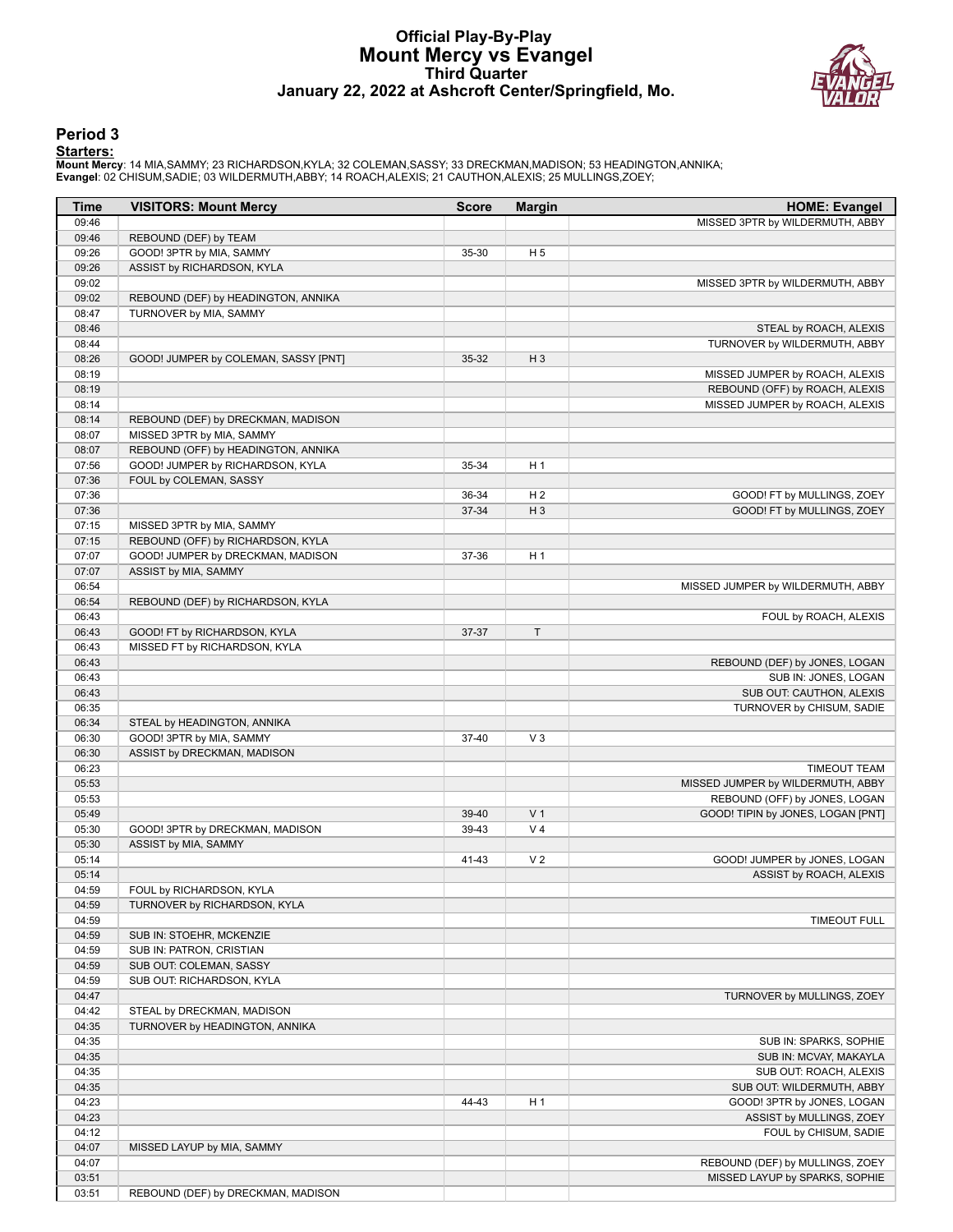# Official Play-By-Play
# Mount Mercy vs Evangel
## Third Quarter
### January 22, 2022 at Ashcroft Center/Springfield, Mo.

## Period 3

**Starters:**

**Mount Mercy**: 14 MIA,SAMMY; 23 RICHARDSON,KYLA; 32 COLEMAN,SASSY; 33 DRECKMAN,MADISON; 53 HEADINGTON,ANNIKA;
**Evangel**: 02 CHISUM,SADIE; 03 WILDERMUTH,ABBY; 14 ROACH,ALEXIS; 21 CAUTHON,ALEXIS; 25 MULLINGS,ZOEY;

| Time | VISITORS: Mount Mercy | Score | Margin | HOME: Evangel |
|---|---|---|---|---|
| 09:46 | | | | MISSED 3PTR by WILDERMUTH, ABBY |
| 09:46 | REBOUND (DEF) by TEAM | | | |
| 09:26 | GOOD! 3PTR by MIA, SAMMY | 35-30 | H 5 | |
| 09:26 | ASSIST by RICHARDSON, KYLA | | | |
| 09:02 | | | | MISSED 3PTR by WILDERMUTH, ABBY |
| 09:02 | REBOUND (DEF) by HEADINGTON, ANNIKA | | | |
| 08:47 | TURNOVER by MIA, SAMMY | | | |
| 08:46 | | | | STEAL by ROACH, ALEXIS |
| 08:44 | | | | TURNOVER by WILDERMUTH, ABBY |
| 08:26 | GOOD! JUMPER by COLEMAN, SASSY [PNT] | 35-32 | H 3 | |
| 08:19 | | | | MISSED JUMPER by ROACH, ALEXIS |
| 08:19 | | | | REBOUND (OFF) by ROACH, ALEXIS |
| 08:14 | | | | MISSED JUMPER by ROACH, ALEXIS |
| 08:14 | REBOUND (DEF) by DRECKMAN, MADISON | | | |
| 08:07 | MISSED 3PTR by MIA, SAMMY | | | |
| 08:07 | REBOUND (OFF) by HEADINGTON, ANNIKA | | | |
| 07:56 | GOOD! JUMPER by RICHARDSON, KYLA | 35-34 | H 1 | |
| 07:36 | FOUL by COLEMAN, SASSY | | | |
| 07:36 | | 36-34 | H 2 | GOOD! FT by MULLINGS, ZOEY |
| 07:36 | | 37-34 | H 3 | GOOD! FT by MULLINGS, ZOEY |
| 07:15 | MISSED 3PTR by MIA, SAMMY | | | |
| 07:15 | REBOUND (OFF) by RICHARDSON, KYLA | | | |
| 07:07 | GOOD! JUMPER by DRECKMAN, MADISON | 37-36 | H 1 | |
| 07:07 | ASSIST by MIA, SAMMY | | | |
| 06:54 | | | | MISSED JUMPER by WILDERMUTH, ABBY |
| 06:54 | REBOUND (DEF) by RICHARDSON, KYLA | | | |
| 06:43 | | | | FOUL by ROACH, ALEXIS |
| 06:43 | GOOD! FT by RICHARDSON, KYLA | 37-37 | T | |
| 06:43 | MISSED FT by RICHARDSON, KYLA | | | |
| 06:43 | | | | REBOUND (DEF) by JONES, LOGAN |
| 06:43 | | | | SUB IN: JONES, LOGAN |
| 06:43 | | | | SUB OUT: CAUTHON, ALEXIS |
| 06:35 | | | | TURNOVER by CHISUM, SADIE |
| 06:34 | STEAL by HEADINGTON, ANNIKA | | | |
| 06:30 | GOOD! 3PTR by MIA, SAMMY | 37-40 | V 3 | |
| 06:30 | ASSIST by DRECKMAN, MADISON | | | |
| 06:23 | | | | TIMEOUT TEAM |
| 05:53 | | | | MISSED JUMPER by WILDERMUTH, ABBY |
| 05:53 | | | | REBOUND (OFF) by JONES, LOGAN |
| 05:49 | | 39-40 | V 1 | GOOD! TIPIN by JONES, LOGAN [PNT] |
| 05:30 | GOOD! 3PTR by DRECKMAN, MADISON | 39-43 | V 4 | |
| 05:30 | ASSIST by MIA, SAMMY | | | |
| 05:14 | | 41-43 | V 2 | GOOD! JUMPER by JONES, LOGAN |
| 05:14 | | | | ASSIST by ROACH, ALEXIS |
| 04:59 | FOUL by RICHARDSON, KYLA | | | |
| 04:59 | TURNOVER by RICHARDSON, KYLA | | | |
| 04:59 | | | | TIMEOUT FULL |
| 04:59 | SUB IN: STOEHR, MCKENZIE | | | |
| 04:59 | SUB IN: PATRON, CRISTIAN | | | |
| 04:59 | SUB OUT: COLEMAN, SASSY | | | |
| 04:59 | SUB OUT: RICHARDSON, KYLA | | | |
| 04:47 | | | | TURNOVER by MULLINGS, ZOEY |
| 04:42 | STEAL by DRECKMAN, MADISON | | | |
| 04:35 | TURNOVER by HEADINGTON, ANNIKA | | | |
| 04:35 | | | | SUB IN: SPARKS, SOPHIE |
| 04:35 | | | | SUB IN: MCVAY, MAKAYLA |
| 04:35 | | | | SUB OUT: ROACH, ALEXIS |
| 04:35 | | | | SUB OUT: WILDERMUTH, ABBY |
| 04:23 | | 44-43 | H 1 | GOOD! 3PTR by JONES, LOGAN |
| 04:23 | | | | ASSIST by MULLINGS, ZOEY |
| 04:12 | | | | FOUL by CHISUM, SADIE |
| 04:07 | MISSED LAYUP by MIA, SAMMY | | | |
| 04:07 | | | | REBOUND (DEF) by MULLINGS, ZOEY |
| 03:51 | | | | MISSED LAYUP by SPARKS, SOPHIE |
| 03:51 | REBOUND (DEF) by DRECKMAN, MADISON | | | |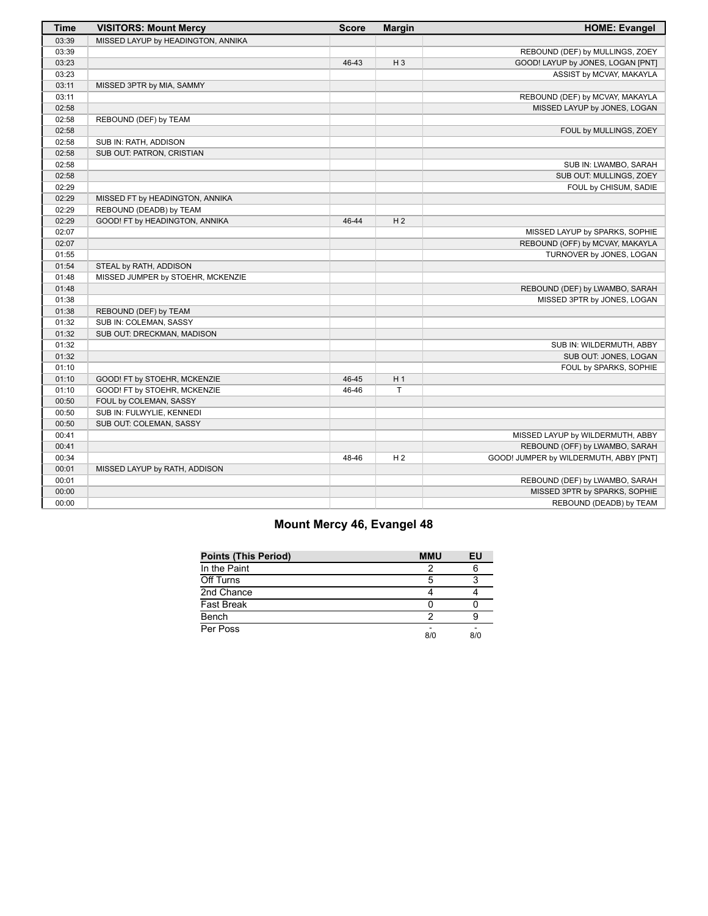| Time | VISITORS: Mount Mercy | Score | Margin | HOME: Evangel |
|---|---|---|---|---|
| 03:39 | MISSED LAYUP by HEADINGTON, ANNIKA | | | |
| 03:39 | | | | REBOUND (DEF) by MULLINGS, ZOEY |
| 03:23 | | 46-43 | H 3 | GOOD! LAYUP by JONES, LOGAN [PNT] |
| 03:23 | | | | ASSIST by MCVAY, MAKAYLA |
| 03:11 | MISSED 3PTR by MIA, SAMMY | | | |
| 03:11 | | | | REBOUND (DEF) by MCVAY, MAKAYLA |
| 02:58 | | | | MISSED LAYUP by JONES, LOGAN |
| 02:58 | REBOUND (DEF) by TEAM | | | |
| 02:58 | | | | FOUL by MULLINGS, ZOEY |
| 02:58 | SUB IN: RATH, ADDISON | | | |
| 02:58 | SUB OUT: PATRON, CRISTIAN | | | |
| 02:58 | | | | SUB IN: LWAMBO, SARAH |
| 02:58 | | | | SUB OUT: MULLINGS, ZOEY |
| 02:29 | | | | FOUL by CHISUM, SADIE |
| 02:29 | MISSED FT by HEADINGTON, ANNIKA | | | |
| 02:29 | REBOUND (DEADB) by TEAM | | | |
| 02:29 | GOOD! FT by HEADINGTON, ANNIKA | 46-44 | H 2 | |
| 02:07 | | | | MISSED LAYUP by SPARKS, SOPHIE |
| 02:07 | | | | REBOUND (OFF) by MCVAY, MAKAYLA |
| 01:55 | | | | TURNOVER by JONES, LOGAN |
| 01:54 | STEAL by RATH, ADDISON | | | |
| 01:48 | MISSED JUMPER by STOEHR, MCKENZIE | | | |
| 01:48 | | | | REBOUND (DEF) by LWAMBO, SARAH |
| 01:38 | | | | MISSED 3PTR by JONES, LOGAN |
| 01:38 | REBOUND (DEF) by TEAM | | | |
| 01:32 | SUB IN: COLEMAN, SASSY | | | |
| 01:32 | SUB OUT: DRECKMAN, MADISON | | | |
| 01:32 | | | | SUB IN: WILDERMUTH, ABBY |
| 01:32 | | | | SUB OUT: JONES, LOGAN |
| 01:10 | | | | FOUL by SPARKS, SOPHIE |
| 01:10 | GOOD! FT by STOEHR, MCKENZIE | 46-45 | H 1 | |
| 01:10 | GOOD! FT by STOEHR, MCKENZIE | 46-46 | T | |
| 00:50 | FOUL by COLEMAN, SASSY | | | |
| 00:50 | SUB IN: FULWYLIE, KENNEDI | | | |
| 00:50 | SUB OUT: COLEMAN, SASSY | | | |
| 00:41 | | | | MISSED LAYUP by WILDERMUTH, ABBY |
| 00:41 | | | | REBOUND (OFF) by LWAMBO, SARAH |
| 00:34 | | 48-46 | H 2 | GOOD! JUMPER by WILDERMUTH, ABBY [PNT] |
| 00:01 | MISSED LAYUP by RATH, ADDISON | | | |
| 00:01 | | | | REBOUND (DEF) by LWAMBO, SARAH |
| 00:00 | | | | MISSED 3PTR by SPARKS, SOPHIE |
| 00:00 | | | | REBOUND (DEADB) by TEAM |

## Mount Mercy 46, Evangel 48

| Points (This Period) | MMU | EU |
|---|---|---|
| In the Paint | 2 | 6 |
| Off Turns | 5 | 3 |
| 2nd Chance | 4 | 4 |
| Fast Break | 0 | 0 |
| Bench | 2 | 9 |
| Per Poss | - 8/0 | - 8/0 |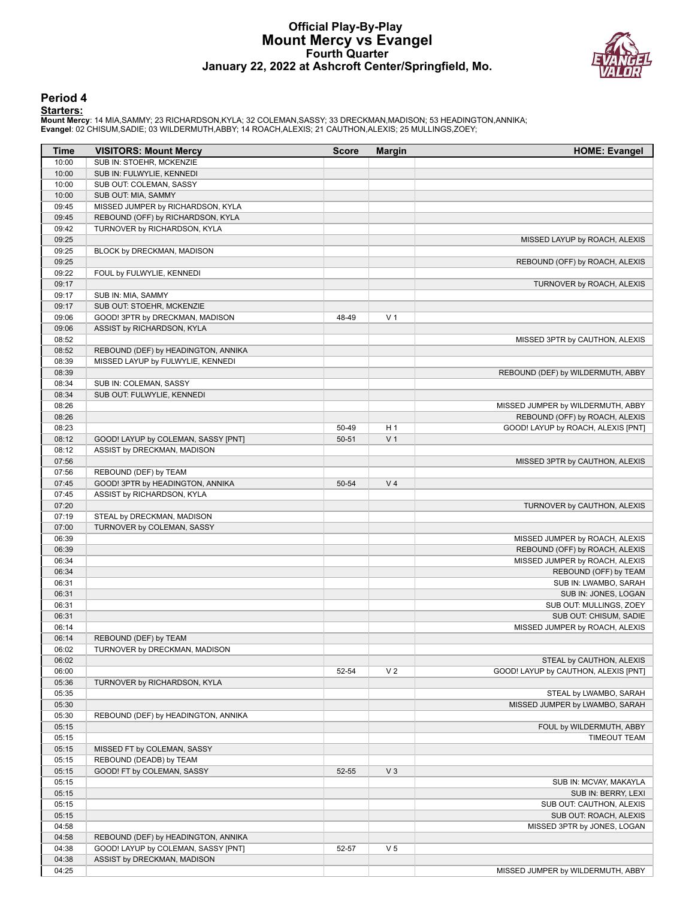# Official Play-By-Play
# Mount Mercy vs Evangel
## Fourth Quarter
## January 22, 2022 at Ashcroft Center/Springfield, Mo.

### Period 4

**Starters:**

**Mount Mercy**: 14 MIA,SAMMY; 23 RICHARDSON,KYLA; 32 COLEMAN,SASSY; 33 DRECKMAN,MADISON; 53 HEADINGTON,ANNIKA;
**Evangel**: 02 CHISUM,SADIE; 03 WILDERMUTH,ABBY; 14 ROACH,ALEXIS; 21 CAUTHON,ALEXIS; 25 MULLINGS,ZOEY;

| Time | VISITORS: Mount Mercy | Score | Margin | HOME: Evangel |
|---|---|---|---|---|
| 10:00 | SUB IN: STOEHR, MCKENZIE | | | |
| 10:00 | SUB IN: FULWYLIE, KENNEDI | | | |
| 10:00 | SUB OUT: COLEMAN, SASSY | | | |
| 10:00 | SUB OUT: MIA, SAMMY | | | |
| 09:45 | MISSED JUMPER by RICHARDSON, KYLA | | | |
| 09:45 | REBOUND (OFF) by RICHARDSON, KYLA | | | |
| 09:42 | TURNOVER by RICHARDSON, KYLA | | | |
| 09:25 | | | | MISSED LAYUP by ROACH, ALEXIS |
| 09:25 | BLOCK by DRECKMAN, MADISON | | | |
| 09:25 | | | | REBOUND (OFF) by ROACH, ALEXIS |
| 09:22 | FOUL by FULWYLIE, KENNEDI | | | |
| 09:17 | | | | TURNOVER by ROACH, ALEXIS |
| 09:17 | SUB IN: MIA, SAMMY | | | |
| 09:17 | SUB OUT: STOEHR, MCKENZIE | | | |
| 09:06 | GOOD! 3PTR by DRECKMAN, MADISON | 48-49 | V 1 | |
| 09:06 | ASSIST by RICHARDSON, KYLA | | | |
| 08:52 | | | | MISSED 3PTR by CAUTHON, ALEXIS |
| 08:52 | REBOUND (DEF) by HEADINGTON, ANNIKA | | | |
| 08:39 | MISSED LAYUP by FULWYLIE, KENNEDI | | | |
| 08:39 | | | | REBOUND (DEF) by WILDERMUTH, ABBY |
| 08:34 | SUB IN: COLEMAN, SASSY | | | |
| 08:34 | SUB OUT: FULWYLIE, KENNEDI | | | |
| 08:26 | | | | MISSED JUMPER by WILDERMUTH, ABBY |
| 08:26 | | | | REBOUND (OFF) by ROACH, ALEXIS |
| 08:23 | | 50-49 | H 1 | GOOD! LAYUP by ROACH, ALEXIS [PNT] |
| 08:12 | GOOD! LAYUP by COLEMAN, SASSY [PNT] | 50-51 | V 1 | |
| 08:12 | ASSIST by DRECKMAN, MADISON | | | |
| 07:56 | | | | MISSED 3PTR by CAUTHON, ALEXIS |
| 07:56 | REBOUND (DEF) by TEAM | | | |
| 07:45 | GOOD! 3PTR by HEADINGTON, ANNIKA | 50-54 | V 4 | |
| 07:45 | ASSIST by RICHARDSON, KYLA | | | |
| 07:20 | | | | TURNOVER by CAUTHON, ALEXIS |
| 07:19 | STEAL by DRECKMAN, MADISON | | | |
| 07:00 | TURNOVER by COLEMAN, SASSY | | | |
| 06:39 | | | | MISSED JUMPER by ROACH, ALEXIS |
| 06:39 | | | | REBOUND (OFF) by ROACH, ALEXIS |
| 06:34 | | | | MISSED JUMPER by ROACH, ALEXIS |
| 06:34 | | | | REBOUND (OFF) by TEAM |
| 06:31 | | | | SUB IN: LWAMBO, SARAH |
| 06:31 | | | | SUB IN: JONES, LOGAN |
| 06:31 | | | | SUB OUT: MULLINGS, ZOEY |
| 06:31 | | | | SUB OUT: CHISUM, SADIE |
| 06:14 | | | | MISSED JUMPER by ROACH, ALEXIS |
| 06:14 | REBOUND (DEF) by TEAM | | | |
| 06:02 | TURNOVER by DRECKMAN, MADISON | | | |
| 06:02 | | | | STEAL by CAUTHON, ALEXIS |
| 06:00 | | 52-54 | V 2 | GOOD! LAYUP by CAUTHON, ALEXIS [PNT] |
| 05:36 | TURNOVER by RICHARDSON, KYLA | | | |
| 05:35 | | | | STEAL by LWAMBO, SARAH |
| 05:30 | | | | MISSED JUMPER by LWAMBO, SARAH |
| 05:30 | REBOUND (DEF) by HEADINGTON, ANNIKA | | | |
| 05:15 | | | | FOUL by WILDERMUTH, ABBY |
| 05:15 | | | | TIMEOUT TEAM |
| 05:15 | MISSED FT by COLEMAN, SASSY | | | |
| 05:15 | REBOUND (DEADB) by TEAM | | | |
| 05:15 | GOOD! FT by COLEMAN, SASSY | 52-55 | V 3 | |
| 05:15 | | | | SUB IN: MCVAY, MAKAYLA |
| 05:15 | | | | SUB IN: BERRY, LEXI |
| 05:15 | | | | SUB OUT: CAUTHON, ALEXIS |
| 05:15 | | | | SUB OUT: ROACH, ALEXIS |
| 04:58 | | | | MISSED 3PTR by JONES, LOGAN |
| 04:58 | REBOUND (DEF) by HEADINGTON, ANNIKA | | | |
| 04:38 | GOOD! LAYUP by COLEMAN, SASSY [PNT] | 52-57 | V 5 | |
| 04:38 | ASSIST by DRECKMAN, MADISON | | | |
| 04:25 | | | | MISSED JUMPER by WILDERMUTH, ABBY |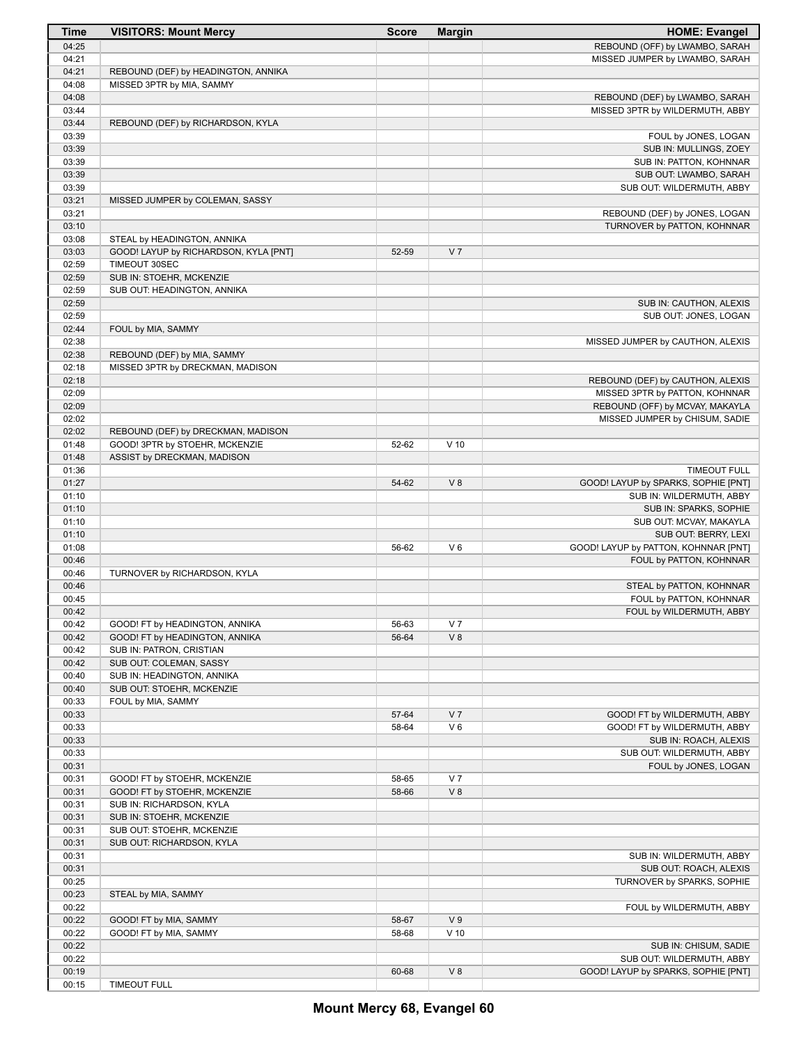| Time | VISITORS: Mount Mercy | Score | Margin | HOME: Evangel |
|---|---|---|---|---|
| 04:25 | | | | REBOUND (OFF) by LWAMBO, SARAH |
| 04:21 | | | | MISSED JUMPER by LWAMBO, SARAH |
| 04:21 | REBOUND (DEF) by HEADINGTON, ANNIKA | | | |
| 04:08 | MISSED 3PTR by MIA, SAMMY | | | |
| 04:08 | | | | REBOUND (DEF) by LWAMBO, SARAH |
| 03:44 | | | | MISSED 3PTR by WILDERMUTH, ABBY |
| 03:44 | REBOUND (DEF) by RICHARDSON, KYLA | | | |
| 03:39 | | | | FOUL by JONES, LOGAN |
| 03:39 | | | | SUB IN: MULLINGS, ZOEY |
| 03:39 | | | | SUB IN: PATTON, KOHNNAR |
| 03:39 | | | | SUB OUT: LWAMBO, SARAH |
| 03:39 | | | | SUB OUT: WILDERMUTH, ABBY |
| 03:21 | MISSED JUMPER by COLEMAN, SASSY | | | |
| 03:21 | | | | REBOUND (DEF) by JONES, LOGAN |
| 03:10 | | | | TURNOVER by PATTON, KOHNNAR |
| 03:08 | STEAL by HEADINGTON, ANNIKA | | | |
| 03:03 | GOOD! LAYUP by RICHARDSON, KYLA [PNT] | 52-59 | V 7 | |
| 02:59 | TIMEOUT 30SEC | | | |
| 02:59 | SUB IN: STOEHR, MCKENZIE | | | |
| 02:59 | SUB OUT: HEADINGTON, ANNIKA | | | |
| 02:59 | | | | SUB IN: CAUTHON, ALEXIS |
| 02:59 | | | | SUB OUT: JONES, LOGAN |
| 02:44 | FOUL by MIA, SAMMY | | | |
| 02:38 | | | | MISSED JUMPER by CAUTHON, ALEXIS |
| 02:38 | REBOUND (DEF) by MIA, SAMMY | | | |
| 02:18 | MISSED 3PTR by DRECKMAN, MADISON | | | |
| 02:18 | | | | REBOUND (DEF) by CAUTHON, ALEXIS |
| 02:09 | | | | MISSED 3PTR by PATTON, KOHNNAR |
| 02:09 | | | | REBOUND (OFF) by MCVAY, MAKAYLA |
| 02:02 | | | | MISSED JUMPER by CHISUM, SADIE |
| 02:02 | REBOUND (DEF) by DRECKMAN, MADISON | | | |
| 01:48 | GOOD! 3PTR by STOEHR, MCKENZIE | 52-62 | V 10 | |
| 01:48 | ASSIST by DRECKMAN, MADISON | | | |
| 01:36 | | | | TIMEOUT FULL |
| 01:27 | | 54-62 | V 8 | GOOD! LAYUP by SPARKS, SOPHIE [PNT] |
| 01:10 | | | | SUB IN: WILDERMUTH, ABBY |
| 01:10 | | | | SUB IN: SPARKS, SOPHIE |
| 01:10 | | | | SUB OUT: MCVAY, MAKAYLA |
| 01:10 | | | | SUB OUT: BERRY, LEXI |
| 01:08 | | 56-62 | V 6 | GOOD! LAYUP by PATTON, KOHNNAR [PNT] |
| 00:46 | | | | FOUL by PATTON, KOHNNAR |
| 00:46 | TURNOVER by RICHARDSON, KYLA | | | |
| 00:46 | | | | STEAL by PATTON, KOHNNAR |
| 00:45 | | | | FOUL by PATTON, KOHNNAR |
| 00:42 | | | | FOUL by WILDERMUTH, ABBY |
| 00:42 | GOOD! FT by HEADINGTON, ANNIKA | 56-63 | V 7 | |
| 00:42 | GOOD! FT by HEADINGTON, ANNIKA | 56-64 | V 8 | |
| 00:42 | SUB IN: PATRON, CRISTIAN | | | |
| 00:42 | SUB OUT: COLEMAN, SASSY | | | |
| 00:40 | SUB IN: HEADINGTON, ANNIKA | | | |
| 00:40 | SUB OUT: STOEHR, MCKENZIE | | | |
| 00:33 | FOUL by MIA, SAMMY | | | |
| 00:33 | | 57-64 | V 7 | GOOD! FT by WILDERMUTH, ABBY |
| 00:33 | | 58-64 | V 6 | GOOD! FT by WILDERMUTH, ABBY |
| 00:33 | | | | SUB IN: ROACH, ALEXIS |
| 00:33 | | | | SUB OUT: WILDERMUTH, ABBY |
| 00:31 | | | | FOUL by JONES, LOGAN |
| 00:31 | GOOD! FT by STOEHR, MCKENZIE | 58-65 | V 7 | |
| 00:31 | GOOD! FT by STOEHR, MCKENZIE | 58-66 | V 8 | |
| 00:31 | SUB IN: RICHARDSON, KYLA | | | |
| 00:31 | SUB IN: STOEHR, MCKENZIE | | | |
| 00:31 | SUB OUT: STOEHR, MCKENZIE | | | |
| 00:31 | SUB OUT: RICHARDSON, KYLA | | | |
| 00:31 | | | | SUB IN: WILDERMUTH, ABBY |
| 00:31 | | | | SUB OUT: ROACH, ALEXIS |
| 00:25 | | | | TURNOVER by SPARKS, SOPHIE |
| 00:23 | STEAL by MIA, SAMMY | | | |
| 00:22 | | | | FOUL by WILDERMUTH, ABBY |
| 00:22 | GOOD! FT by MIA, SAMMY | 58-67 | V 9 | |
| 00:22 | GOOD! FT by MIA, SAMMY | 58-68 | V 10 | |
| 00:22 | | | | SUB IN: CHISUM, SADIE |
| 00:22 | | | | SUB OUT: WILDERMUTH, ABBY |
| 00:19 | | 60-68 | V 8 | GOOD! LAYUP by SPARKS, SOPHIE [PNT] |
| 00:15 | TIMEOUT FULL | | | |

**Mount Mercy 68, Evangel 60**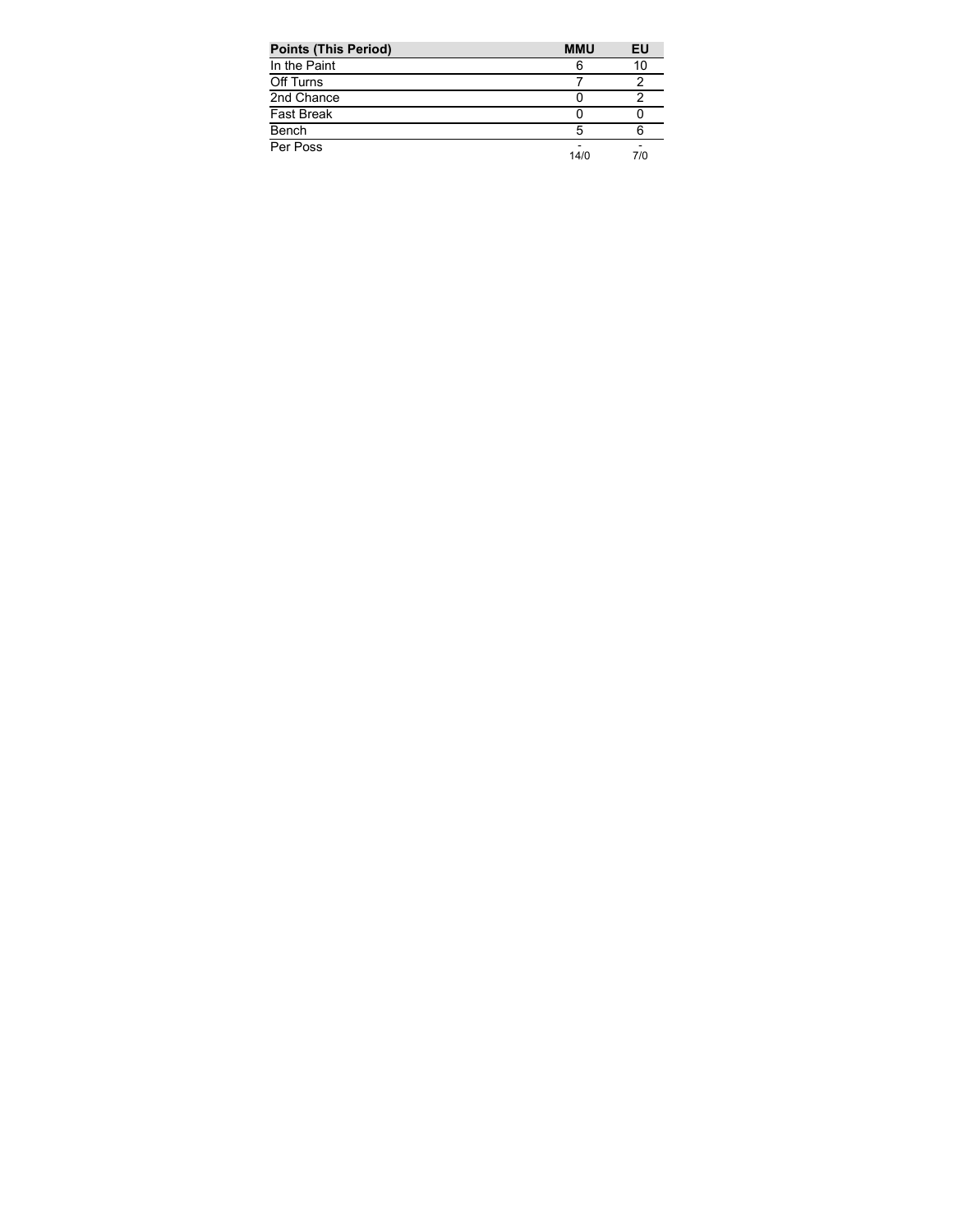| Points (This Period) | MMU | EU |
|---|---|---|
| In the Paint | 6 | 10 |
| Off Turns | 7 | 2 |
| 2nd Chance | 0 | 2 |
| Fast Break | 0 | 0 |
| Bench | 5 | 6 |
| Per Poss | -<br>14/0 | -<br>7/0 |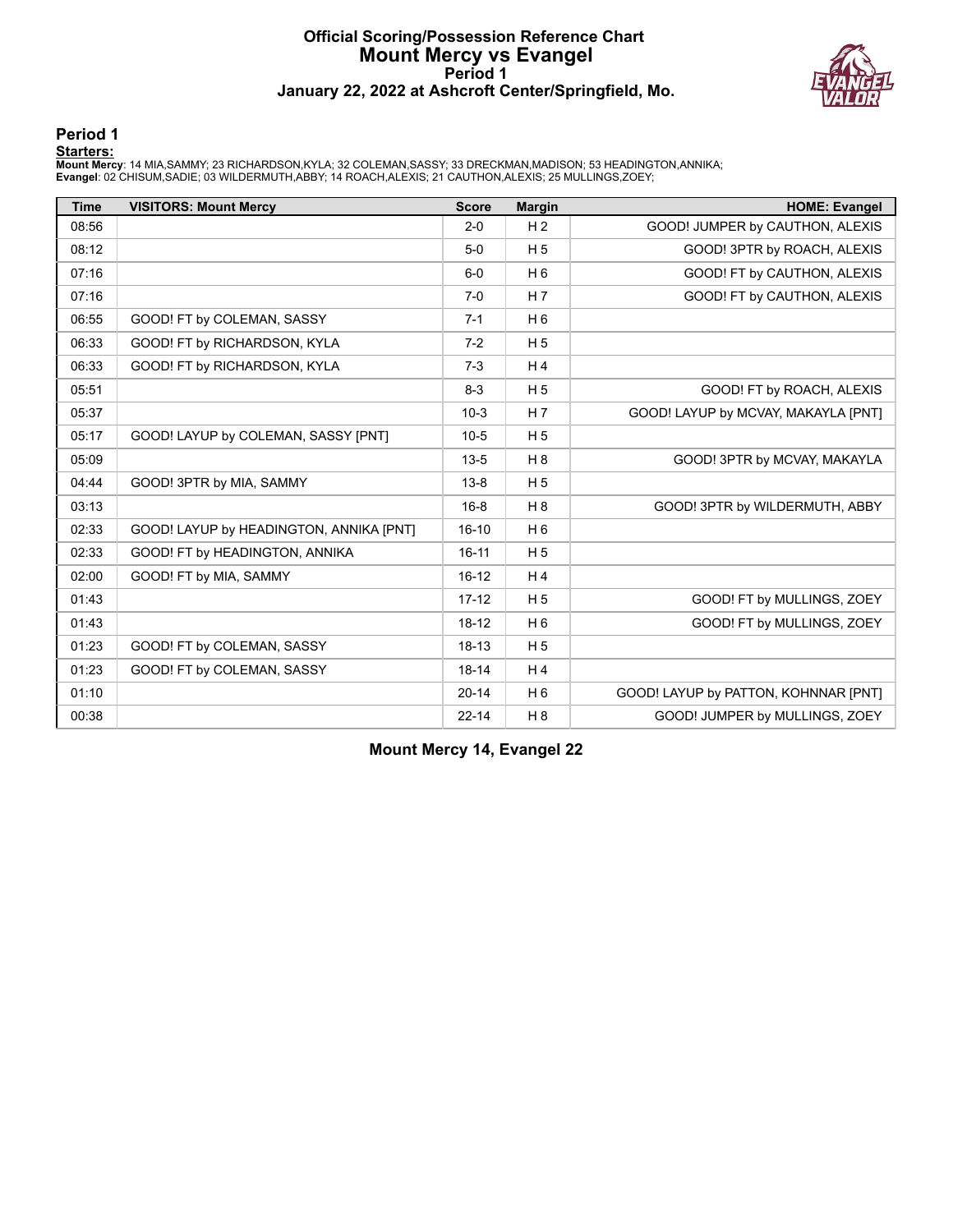# Official Scoring/Possession Reference Chart
# Mount Mercy vs Evangel
## Period 1
## January 22, 2022 at Ashcroft Center/Springfield, Mo.

### Period 1

**Starters:**

**Mount Mercy**: 14 MIA,SAMMY; 23 RICHARDSON,KYLA; 32 COLEMAN,SASSY; 33 DRECKMAN,MADISON; 53 HEADINGTON,ANNIKA;
**Evangel**: 02 CHISUM,SADIE; 03 WILDERMUTH,ABBY; 14 ROACH,ALEXIS; 21 CAUTHON,ALEXIS; 25 MULLINGS,ZOEY;

| Time | VISITORS: Mount Mercy | Score | Margin | HOME: Evangel |
|---|---|---|---|---|
| 08:56 | | 2-0 | H 2 | GOOD! JUMPER by CAUTHON, ALEXIS |
| 08:12 | | 5-0 | H 5 | GOOD! 3PTR by ROACH, ALEXIS |
| 07:16 | | 6-0 | H 6 | GOOD! FT by CAUTHON, ALEXIS |
| 07:16 | | 7-0 | H 7 | GOOD! FT by CAUTHON, ALEXIS |
| 06:55 | GOOD! FT by COLEMAN, SASSY | 7-1 | H 6 | |
| 06:33 | GOOD! FT by RICHARDSON, KYLA | 7-2 | H 5 | |
| 06:33 | GOOD! FT by RICHARDSON, KYLA | 7-3 | H 4 | |
| 05:51 | | 8-3 | H 5 | GOOD! FT by ROACH, ALEXIS |
| 05:37 | | 10-3 | H 7 | GOOD! LAYUP by MCVAY, MAKAYLA [PNT] |
| 05:17 | GOOD! LAYUP by COLEMAN, SASSY [PNT] | 10-5 | H 5 | |
| 05:09 | | 13-5 | H 8 | GOOD! 3PTR by MCVAY, MAKAYLA |
| 04:44 | GOOD! 3PTR by MIA, SAMMY | 13-8 | H 5 | |
| 03:13 | | 16-8 | H 8 | GOOD! 3PTR by WILDERMUTH, ABBY |
| 02:33 | GOOD! LAYUP by HEADINGTON, ANNIKA [PNT] | 16-10 | H 6 | |
| 02:33 | GOOD! FT by HEADINGTON, ANNIKA | 16-11 | H 5 | |
| 02:00 | GOOD! FT by MIA, SAMMY | 16-12 | H 4 | |
| 01:43 | | 17-12 | H 5 | GOOD! FT by MULLINGS, ZOEY |
| 01:43 | | 18-12 | H 6 | GOOD! FT by MULLINGS, ZOEY |
| 01:23 | GOOD! FT by COLEMAN, SASSY | 18-13 | H 5 | |
| 01:23 | GOOD! FT by COLEMAN, SASSY | 18-14 | H 4 | |
| 01:10 | | 20-14 | H 6 | GOOD! LAYUP by PATTON, KOHNNAR [PNT] |
| 00:38 | | 22-14 | H 8 | GOOD! JUMPER by MULLINGS, ZOEY |

**Mount Mercy 14, Evangel 22**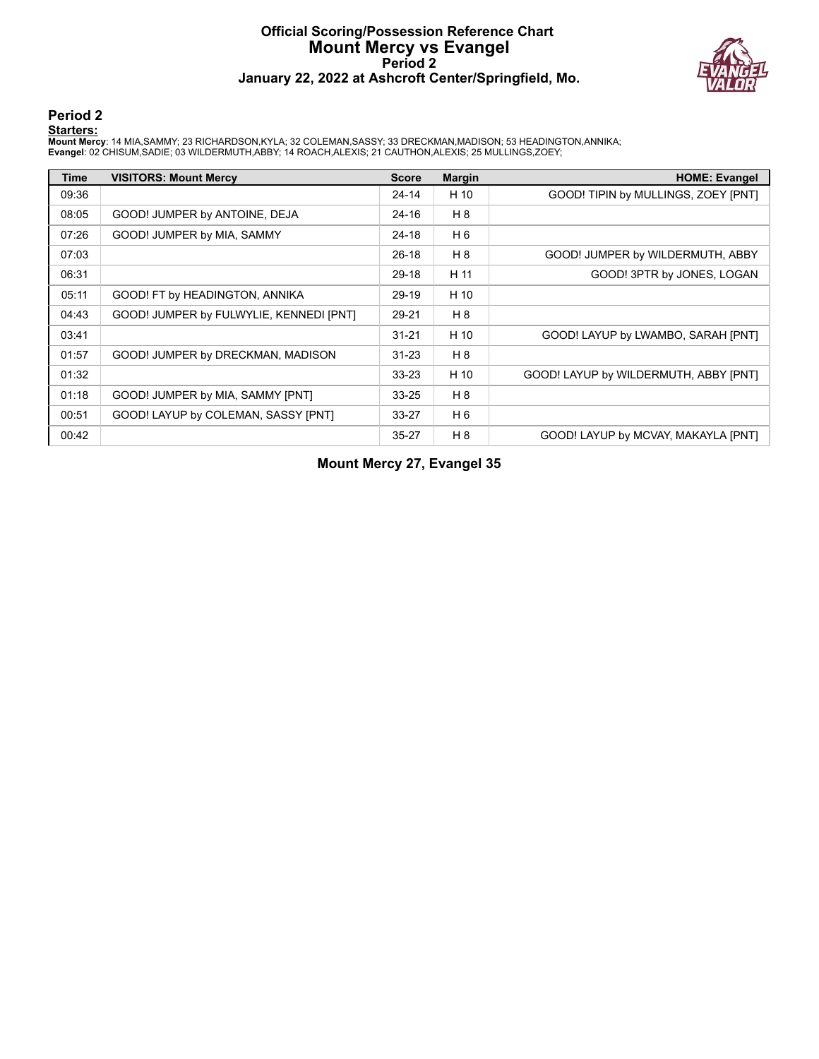# Official Scoring/Possession Reference Chart
# Mount Mercy vs Evangel
## Period 2
### January 22, 2022 at Ashcroft Center/Springfield, Mo.

## Period 2

**Starters:**

**Mount Mercy**: 14 MIA,SAMMY; 23 RICHARDSON,KYLA; 32 COLEMAN,SASSY; 33 DRECKMAN,MADISON; 53 HEADINGTON,ANNIKA;
**Evangel**: 02 CHISUM,SADIE; 03 WILDERMUTH,ABBY; 14 ROACH,ALEXIS; 21 CAUTHON,ALEXIS; 25 MULLINGS,ZOEY;

| Time | VISITORS: Mount Mercy | Score | Margin | HOME: Evangel |
|---|---|---|---|---|
| 09:36 | | 24-14 | H 10 | GOOD! TIPIN by MULLINGS, ZOEY [PNT] |
| 08:05 | GOOD! JUMPER by ANTOINE, DEJA | 24-16 | H 8 | |
| 07:26 | GOOD! JUMPER by MIA, SAMMY | 24-18 | H 6 | |
| 07:03 | | 26-18 | H 8 | GOOD! JUMPER by WILDERMUTH, ABBY |
| 06:31 | | 29-18 | H 11 | GOOD! 3PTR by JONES, LOGAN |
| 05:11 | GOOD! FT by HEADINGTON, ANNIKA | 29-19 | H 10 | |
| 04:43 | GOOD! JUMPER by FULWYLIE, KENNEDI [PNT] | 29-21 | H 8 | |
| 03:41 | | 31-21 | H 10 | GOOD! LAYUP by LWAMBO, SARAH [PNT] |
| 01:57 | GOOD! JUMPER by DRECKMAN, MADISON | 31-23 | H 8 | |
| 01:32 | | 33-23 | H 10 | GOOD! LAYUP by WILDERMUTH, ABBY [PNT] |
| 01:18 | GOOD! JUMPER by MIA, SAMMY [PNT] | 33-25 | H 8 | |
| 00:51 | GOOD! LAYUP by COLEMAN, SASSY [PNT] | 33-27 | H 6 | |
| 00:42 | | 35-27 | H 8 | GOOD! LAYUP by MCVAY, MAKAYLA [PNT] |

**Mount Mercy 27, Evangel 35**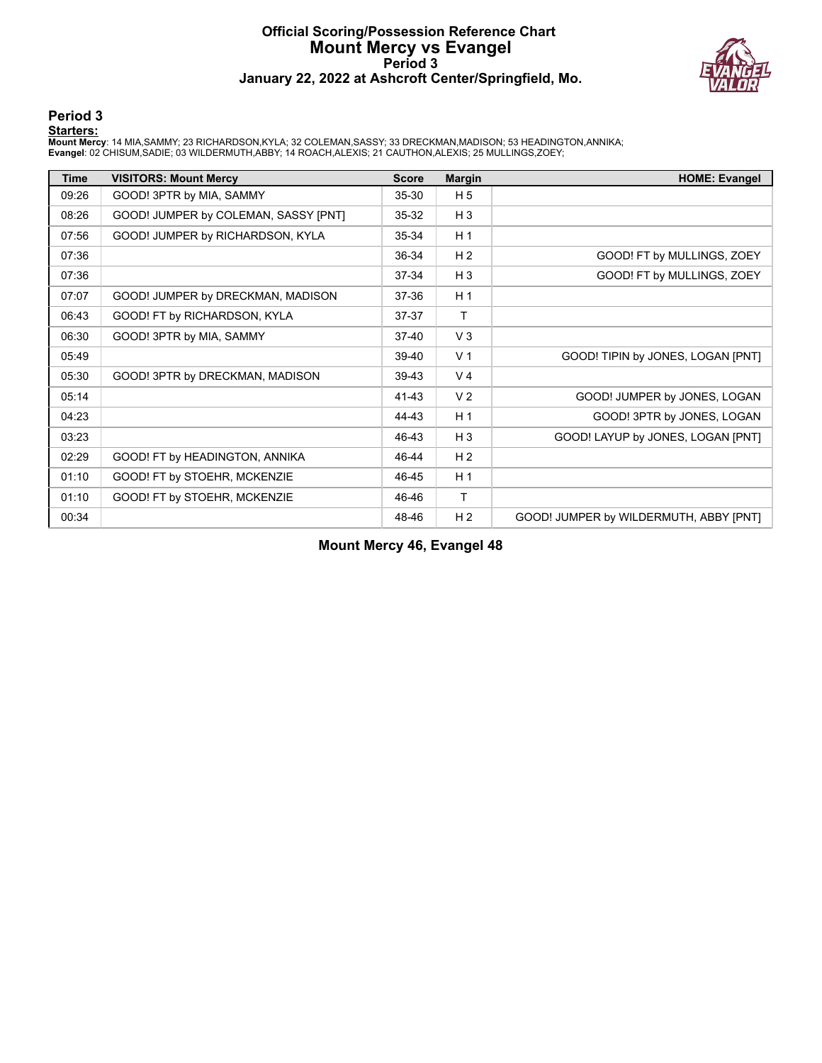# Official Scoring/Possession Reference Chart
## Mount Mercy vs Evangel
### Period 3
### January 22, 2022 at Ashcroft Center/Springfield, Mo.

## Period 3

**Starters:**

**Mount Mercy**: 14 MIA,SAMMY; 23 RICHARDSON,KYLA; 32 COLEMAN,SASSY; 33 DRECKMAN,MADISON; 53 HEADINGTON,ANNIKA;
**Evangel**: 02 CHISUM,SADIE; 03 WILDERMUTH,ABBY; 14 ROACH,ALEXIS; 21 CAUTHON,ALEXIS; 25 MULLINGS,ZOEY;

| Time | VISITORS: Mount Mercy | Score | Margin | HOME: Evangel |
|---|---|---|---|---|
| 09:26 | GOOD! 3PTR by MIA, SAMMY | 35-30 | H 5 | |
| 08:26 | GOOD! JUMPER by COLEMAN, SASSY [PNT] | 35-32 | H 3 | |
| 07:56 | GOOD! JUMPER by RICHARDSON, KYLA | 35-34 | H 1 | |
| 07:36 | | 36-34 | H 2 | GOOD! FT by MULLINGS, ZOEY |
| 07:36 | | 37-34 | H 3 | GOOD! FT by MULLINGS, ZOEY |
| 07:07 | GOOD! JUMPER by DRECKMAN, MADISON | 37-36 | H 1 | |
| 06:43 | GOOD! FT by RICHARDSON, KYLA | 37-37 | T | |
| 06:30 | GOOD! 3PTR by MIA, SAMMY | 37-40 | V 3 | |
| 05:49 | | 39-40 | V 1 | GOOD! TIPIN by JONES, LOGAN [PNT] |
| 05:30 | GOOD! 3PTR by DRECKMAN, MADISON | 39-43 | V 4 | |
| 05:14 | | 41-43 | V 2 | GOOD! JUMPER by JONES, LOGAN |
| 04:23 | | 44-43 | H 1 | GOOD! 3PTR by JONES, LOGAN |
| 03:23 | | 46-43 | H 3 | GOOD! LAYUP by JONES, LOGAN [PNT] |
| 02:29 | GOOD! FT by HEADINGTON, ANNIKA | 46-44 | H 2 | |
| 01:10 | GOOD! FT by STOEHR, MCKENZIE | 46-45 | H 1 | |
| 01:10 | GOOD! FT by STOEHR, MCKENZIE | 46-46 | T | |
| 00:34 | | 48-46 | H 2 | GOOD! JUMPER by WILDERMUTH, ABBY [PNT] |

**Mount Mercy 46, Evangel 48**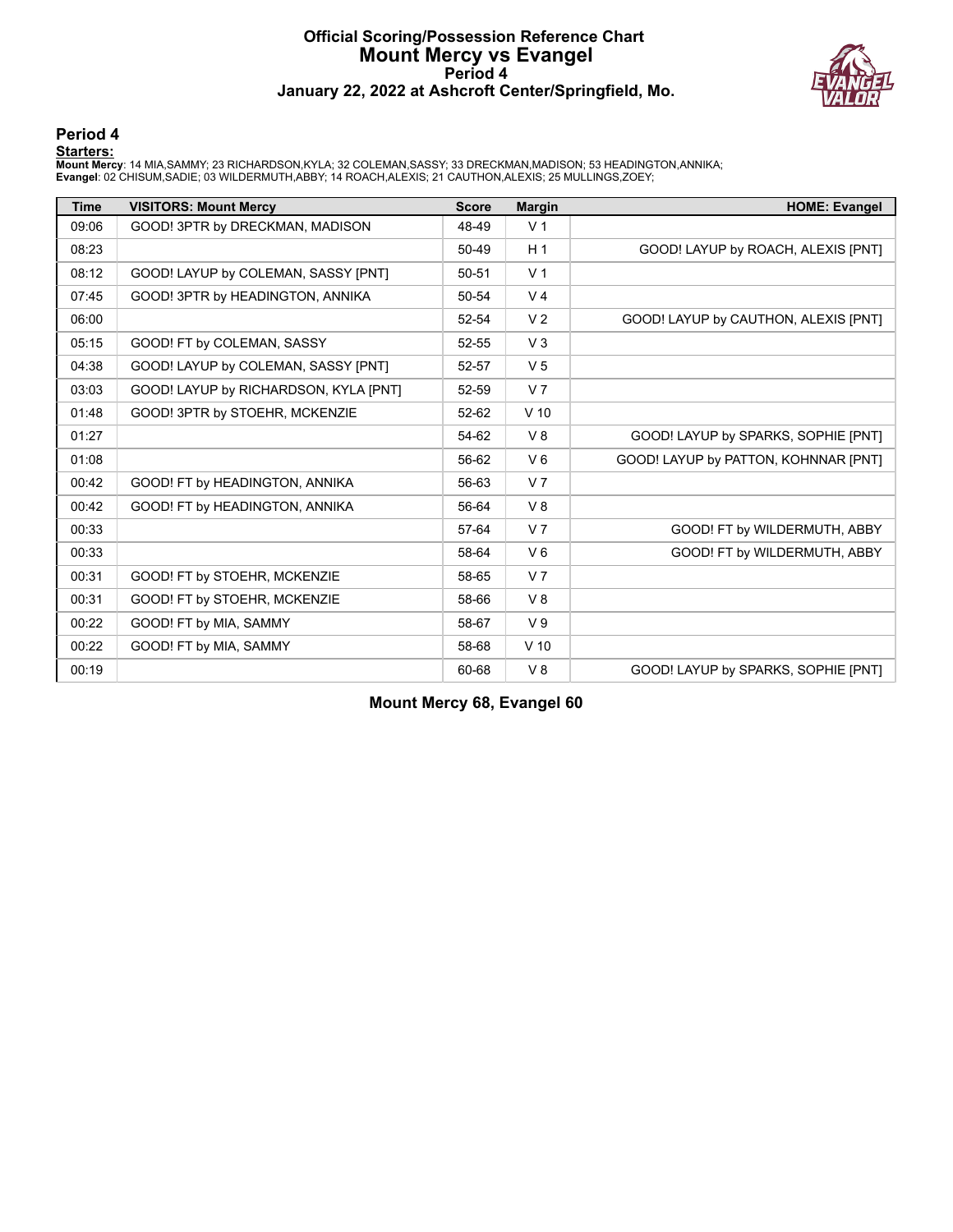# Official Scoring/Possession Reference Chart
## Mount Mercy vs Evangel
### Period 4
### January 22, 2022 at Ashcroft Center/Springfield, Mo.

## Period 4

**Starters:**

**Mount Mercy**: 14 MIA,SAMMY; 23 RICHARDSON,KYLA; 32 COLEMAN,SASSY; 33 DRECKMAN,MADISON; 53 HEADINGTON,ANNIKA;
**Evangel**: 02 CHISUM,SADIE; 03 WILDERMUTH,ABBY; 14 ROACH,ALEXIS; 21 CAUTHON,ALEXIS; 25 MULLINGS,ZOEY;

| Time | VISITORS: Mount Mercy | Score | Margin | HOME: Evangel |
|---|---|---|---|---|
| 09:06 | GOOD! 3PTR by DRECKMAN, MADISON | 48-49 | V 1 | |
| 08:23 | | 50-49 | H 1 | GOOD! LAYUP by ROACH, ALEXIS [PNT] |
| 08:12 | GOOD! LAYUP by COLEMAN, SASSY [PNT] | 50-51 | V 1 | |
| 07:45 | GOOD! 3PTR by HEADINGTON, ANNIKA | 50-54 | V 4 | |
| 06:00 | | 52-54 | V 2 | GOOD! LAYUP by CAUTHON, ALEXIS [PNT] |
| 05:15 | GOOD! FT by COLEMAN, SASSY | 52-55 | V 3 | |
| 04:38 | GOOD! LAYUP by COLEMAN, SASSY [PNT] | 52-57 | V 5 | |
| 03:03 | GOOD! LAYUP by RICHARDSON, KYLA [PNT] | 52-59 | V 7 | |
| 01:48 | GOOD! 3PTR by STOEHR, MCKENZIE | 52-62 | V 10 | |
| 01:27 | | 54-62 | V 8 | GOOD! LAYUP by SPARKS, SOPHIE [PNT] |
| 01:08 | | 56-62 | V 6 | GOOD! LAYUP by PATTON, KOHNNAR [PNT] |
| 00:42 | GOOD! FT by HEADINGTON, ANNIKA | 56-63 | V 7 | |
| 00:42 | GOOD! FT by HEADINGTON, ANNIKA | 56-64 | V 8 | |
| 00:33 | | 57-64 | V 7 | GOOD! FT by WILDERMUTH, ABBY |
| 00:33 | | 58-64 | V 6 | GOOD! FT by WILDERMUTH, ABBY |
| 00:31 | GOOD! FT by STOEHR, MCKENZIE | 58-65 | V 7 | |
| 00:31 | GOOD! FT by STOEHR, MCKENZIE | 58-66 | V 8 | |
| 00:22 | GOOD! FT by MIA, SAMMY | 58-67 | V 9 | |
| 00:22 | GOOD! FT by MIA, SAMMY | 58-68 | V 10 | |
| 00:19 | | 60-68 | V 8 | GOOD! LAYUP by SPARKS, SOPHIE [PNT] |

**Mount Mercy 68, Evangel 60**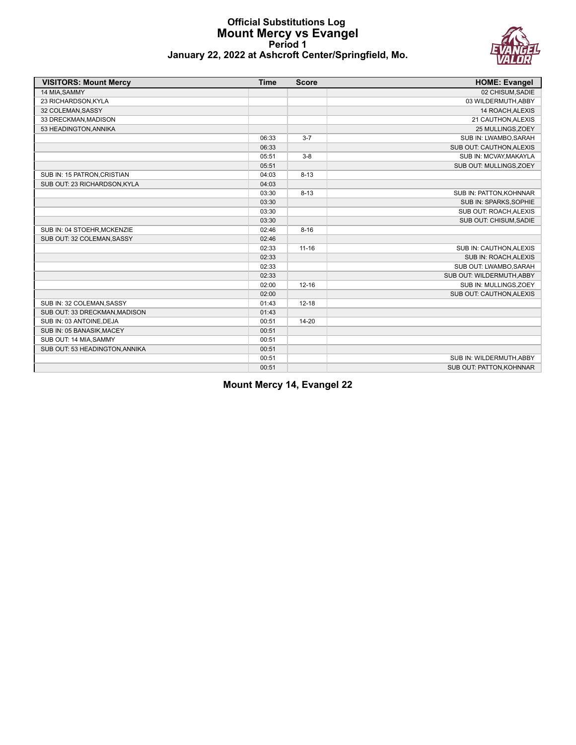# Official Substitutions Log
## Mount Mercy vs Evangel
### Period 1
### January 22, 2022 at Ashcroft Center/Springfield, Mo.

| VISITORS: Mount Mercy | Time | Score | HOME: Evangel |
|---|---|---|---|
| 14 MIA,SAMMY | | | 02 CHISUM,SADIE |
| 23 RICHARDSON,KYLA | | | 03 WILDERMUTH,ABBY |
| 32 COLEMAN,SASSY | | | 14 ROACH,ALEXIS |
| 33 DRECKMAN,MADISON | | | 21 CAUTHON,ALEXIS |
| 53 HEADINGTON,ANNIKA | | | 25 MULLINGS,ZOEY |
| | 06:33 | 3-7 | SUB IN: LWAMBO,SARAH |
| | 06:33 | | SUB OUT: CAUTHON,ALEXIS |
| | 05:51 | 3-8 | SUB IN: MCVAY,MAKAYLA |
| | 05:51 | | SUB OUT: MULLINGS,ZOEY |
| SUB IN: 15 PATRON,CRISTIAN | 04:03 | 8-13 | |
| SUB OUT: 23 RICHARDSON,KYLA | 04:03 | | |
| | 03:30 | 8-13 | SUB IN: PATTON,KOHNNAR |
| | 03:30 | | SUB IN: SPARKS,SOPHIE |
| | 03:30 | | SUB OUT: ROACH,ALEXIS |
| | 03:30 | | SUB OUT: CHISUM,SADIE |
| SUB IN: 04 STOEHR,MCKENZIE | 02:46 | 8-16 | |
| SUB OUT: 32 COLEMAN,SASSY | 02:46 | | |
| | 02:33 | 11-16 | SUB IN: CAUTHON,ALEXIS |
| | 02:33 | | SUB IN: ROACH,ALEXIS |
| | 02:33 | | SUB OUT: LWAMBO,SARAH |
| | 02:33 | | SUB OUT: WILDERMUTH,ABBY |
| | 02:00 | 12-16 | SUB IN: MULLINGS,ZOEY |
| | 02:00 | | SUB OUT: CAUTHON,ALEXIS |
| SUB IN: 32 COLEMAN,SASSY | 01:43 | 12-18 | |
| SUB OUT: 33 DRECKMAN,MADISON | 01:43 | | |
| SUB IN: 03 ANTOINE,DEJA | 00:51 | 14-20 | |
| SUB IN: 05 BANASIK,MACEY | 00:51 | | |
| SUB OUT: 14 MIA,SAMMY | 00:51 | | |
| SUB OUT: 53 HEADINGTON,ANNIKA | 00:51 | | |
| | 00:51 | | SUB IN: WILDERMUTH,ABBY |
| | 00:51 | | SUB OUT: PATTON,KOHNNAR |

**Mount Mercy 14, Evangel 22**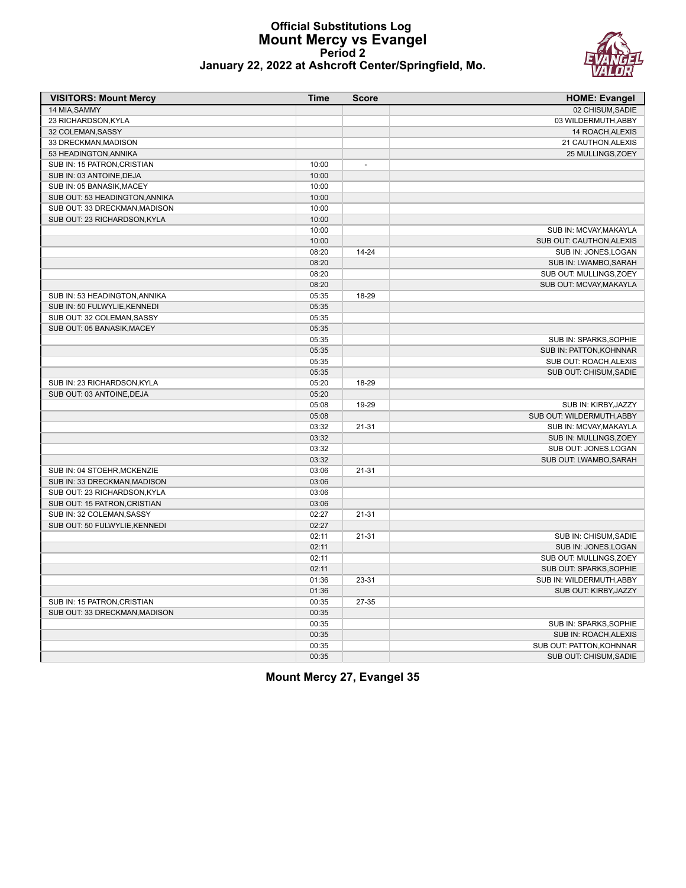# Official Substitutions Log
## Mount Mercy vs Evangel
### Period 2
### January 22, 2022 at Ashcroft Center/Springfield, Mo.

| VISITORS: Mount Mercy | Time | Score | HOME: Evangel |
|---|---|---|---|
| 14 MIA,SAMMY | | | 02 CHISUM,SADIE |
| 23 RICHARDSON,KYLA | | | 03 WILDERMUTH,ABBY |
| 32 COLEMAN,SASSY | | | 14 ROACH,ALEXIS |
| 33 DRECKMAN,MADISON | | | 21 CAUTHON,ALEXIS |
| 53 HEADINGTON,ANNIKA | | | 25 MULLINGS,ZOEY |
| SUB IN: 15 PATRON,CRISTIAN | 10:00 | - | |
| SUB IN: 03 ANTOINE,DEJA | 10:00 | | |
| SUB IN: 05 BANASIK,MACEY | 10:00 | | |
| SUB OUT: 53 HEADINGTON,ANNIKA | 10:00 | | |
| SUB OUT: 33 DRECKMAN,MADISON | 10:00 | | |
| SUB OUT: 23 RICHARDSON,KYLA | 10:00 | | |
| | 10:00 | | SUB IN: MCVAY,MAKAYLA |
| | 10:00 | | SUB OUT: CAUTHON,ALEXIS |
| | 08:20 | 14-24 | SUB IN: JONES,LOGAN |
| | 08:20 | | SUB IN: LWAMBO,SARAH |
| | 08:20 | | SUB OUT: MULLINGS,ZOEY |
| | 08:20 | | SUB OUT: MCVAY,MAKAYLA |
| SUB IN: 53 HEADINGTON,ANNIKA | 05:35 | 18-29 | |
| SUB IN: 50 FULWYLIE,KENNEDI | 05:35 | | |
| SUB OUT: 32 COLEMAN,SASSY | 05:35 | | |
| SUB OUT: 05 BANASIK,MACEY | 05:35 | | |
| | 05:35 | | SUB IN: SPARKS,SOPHIE |
| | 05:35 | | SUB IN: PATTON,KOHNNAR |
| | 05:35 | | SUB OUT: ROACH,ALEXIS |
| | 05:35 | | SUB OUT: CHISUM,SADIE |
| SUB IN: 23 RICHARDSON,KYLA | 05:20 | 18-29 | |
| SUB OUT: 03 ANTOINE,DEJA | 05:20 | | |
| | 05:08 | 19-29 | SUB IN: KIRBY,JAZZY |
| | 05:08 | | SUB OUT: WILDERMUTH,ABBY |
| | 03:32 | 21-31 | SUB IN: MCVAY,MAKAYLA |
| | 03:32 | | SUB IN: MULLINGS,ZOEY |
| | 03:32 | | SUB OUT: JONES,LOGAN |
| | 03:32 | | SUB OUT: LWAMBO,SARAH |
| SUB IN: 04 STOEHR,MCKENZIE | 03:06 | 21-31 | |
| SUB IN: 33 DRECKMAN,MADISON | 03:06 | | |
| SUB OUT: 23 RICHARDSON,KYLA | 03:06 | | |
| SUB OUT: 15 PATRON,CRISTIAN | 03:06 | | |
| SUB IN: 32 COLEMAN,SASSY | 02:27 | 21-31 | |
| SUB OUT: 50 FULWYLIE,KENNEDI | 02:27 | | |
| | 02:11 | 21-31 | SUB IN: CHISUM,SADIE |
| | 02:11 | | SUB IN: JONES,LOGAN |
| | 02:11 | | SUB OUT: MULLINGS,ZOEY |
| | 02:11 | | SUB OUT: SPARKS,SOPHIE |
| | 01:36 | 23-31 | SUB IN: WILDERMUTH,ABBY |
| | 01:36 | | SUB OUT: KIRBY,JAZZY |
| SUB IN: 15 PATRON,CRISTIAN | 00:35 | 27-35 | |
| SUB OUT: 33 DRECKMAN,MADISON | 00:35 | | |
| | 00:35 | | SUB IN: SPARKS,SOPHIE |
| | 00:35 | | SUB IN: ROACH,ALEXIS |
| | 00:35 | | SUB OUT: PATTON,KOHNNAR |
| | 00:35 | | SUB OUT: CHISUM,SADIE |

**Mount Mercy 27, Evangel 35**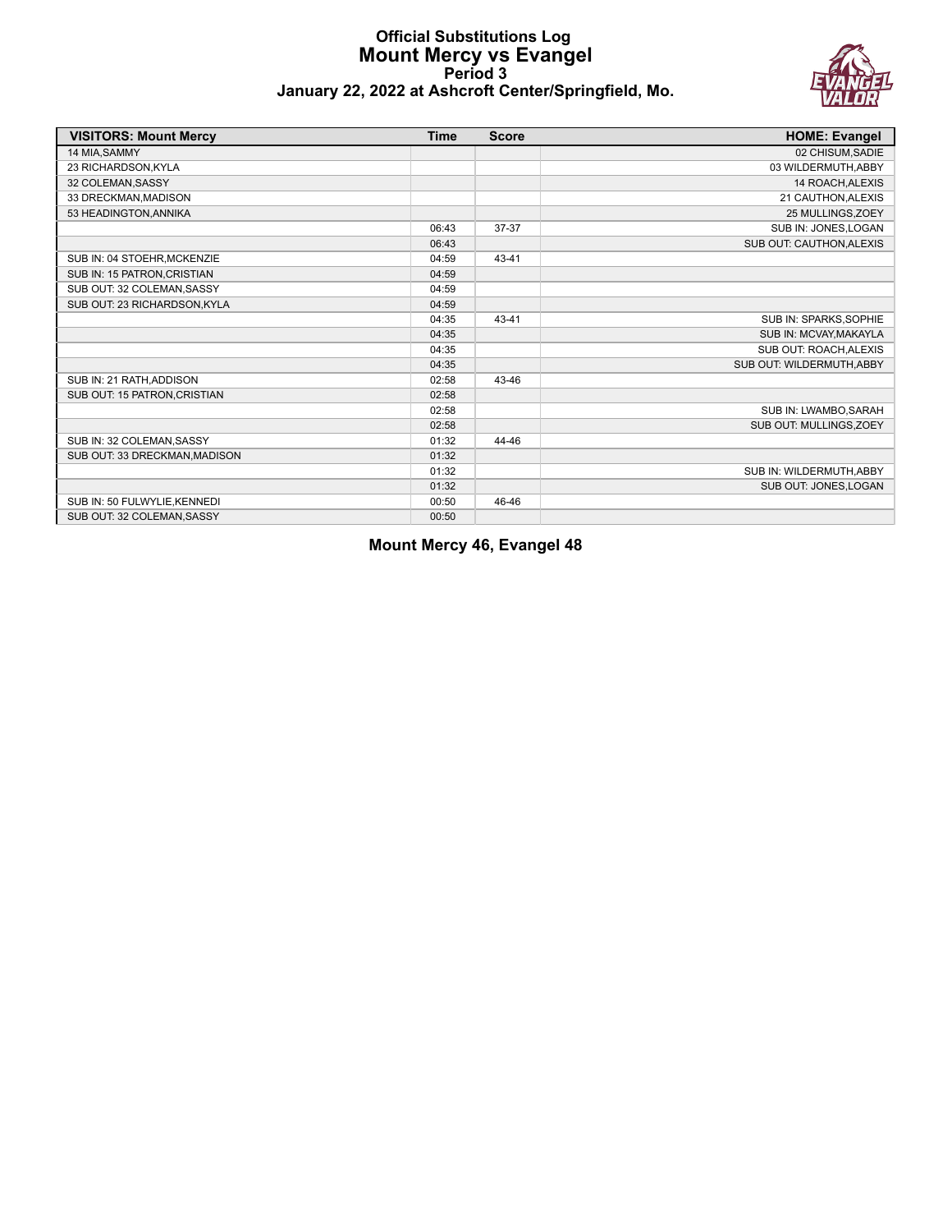# Official Substitutions Log
## Mount Mercy vs Evangel
### Period 3
### January 22, 2022 at Ashcroft Center/Springfield, Mo.

| VISITORS: Mount Mercy | Time | Score | HOME: Evangel |
|---|---|---|---|
| 14 MIA,SAMMY | | | 02 CHISUM,SADIE |
| 23 RICHARDSON,KYLA | | | 03 WILDERMUTH,ABBY |
| 32 COLEMAN,SASSY | | | 14 ROACH,ALEXIS |
| 33 DRECKMAN,MADISON | | | 21 CAUTHON,ALEXIS |
| 53 HEADINGTON,ANNIKA | | | 25 MULLINGS,ZOEY |
| | 06:43 | 37-37 | SUB IN: JONES,LOGAN |
| | 06:43 | | SUB OUT: CAUTHON,ALEXIS |
| SUB IN: 04 STOEHR,MCKENZIE | 04:59 | 43-41 | |
| SUB IN: 15 PATRON,CRISTIAN | 04:59 | | |
| SUB OUT: 32 COLEMAN,SASSY | 04:59 | | |
| SUB OUT: 23 RICHARDSON,KYLA | 04:59 | | |
| | 04:35 | 43-41 | SUB IN: SPARKS,SOPHIE |
| | 04:35 | | SUB IN: MCVAY,MAKAYLA |
| | 04:35 | | SUB OUT: ROACH,ALEXIS |
| | 04:35 | | SUB OUT: WILDERMUTH,ABBY |
| SUB IN: 21 RATH,ADDISON | 02:58 | 43-46 | |
| SUB OUT: 15 PATRON,CRISTIAN | 02:58 | | |
| | 02:58 | | SUB IN: LWAMBO,SARAH |
| | 02:58 | | SUB OUT: MULLINGS,ZOEY |
| SUB IN: 32 COLEMAN,SASSY | 01:32 | 44-46 | |
| SUB OUT: 33 DRECKMAN,MADISON | 01:32 | | |
| | 01:32 | | SUB IN: WILDERMUTH,ABBY |
| | 01:32 | | SUB OUT: JONES,LOGAN |
| SUB IN: 50 FULWYLIE,KENNEDI | 00:50 | 46-46 | |
| SUB OUT: 32 COLEMAN,SASSY | 00:50 | | |

**Mount Mercy 46, Evangel 48**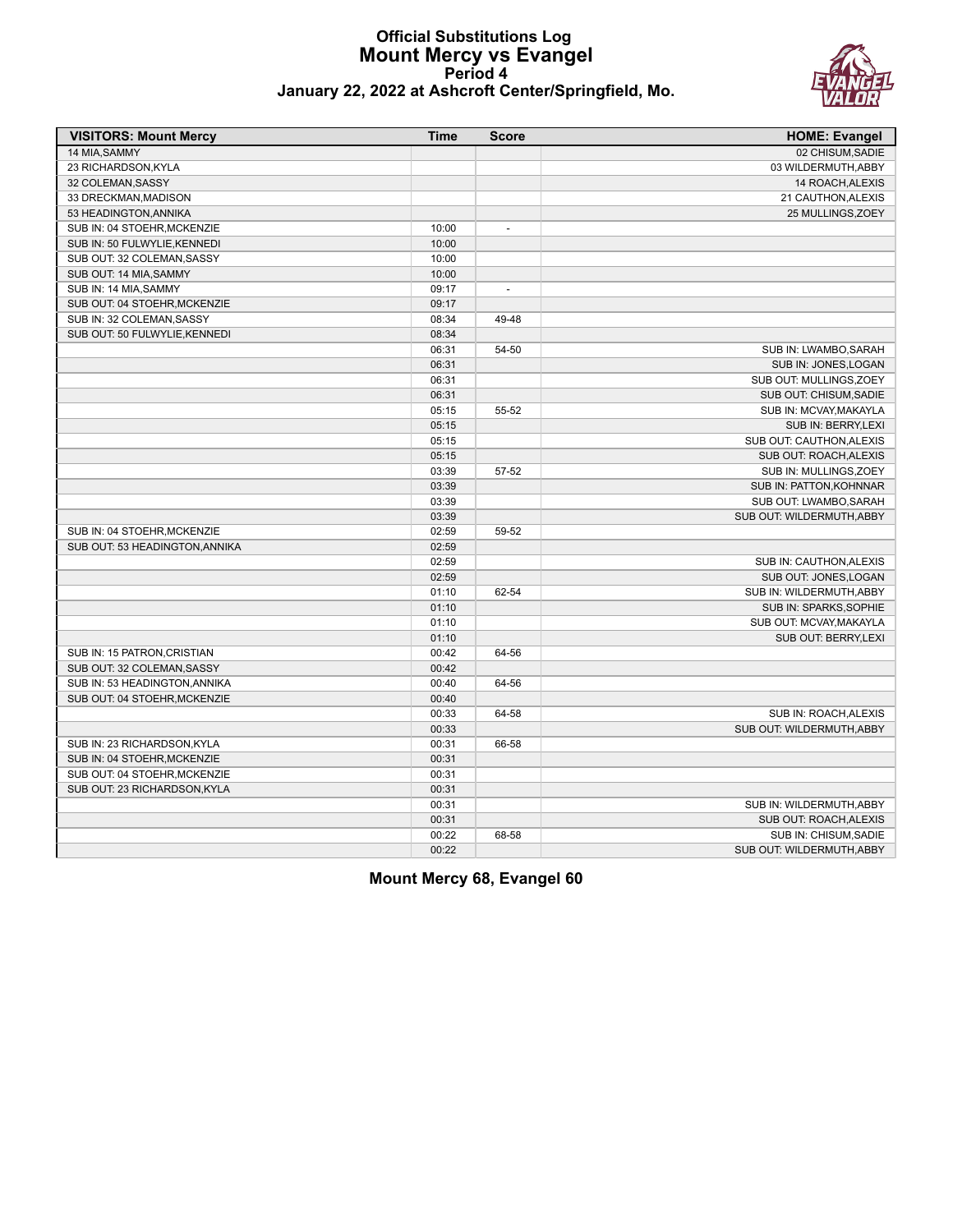# Official Substitutions Log
## Mount Mercy vs Evangel
### Period 4
### January 22, 2022 at Ashcroft Center/Springfield, Mo.

| VISITORS: Mount Mercy | Time | Score | HOME: Evangel |
|---|---|---|---|
| 14 MIA,SAMMY | | | 02 CHISUM,SADIE |
| 23 RICHARDSON,KYLA | | | 03 WILDERMUTH,ABBY |
| 32 COLEMAN,SASSY | | | 14 ROACH,ALEXIS |
| 33 DRECKMAN,MADISON | | | 21 CAUTHON,ALEXIS |
| 53 HEADINGTON,ANNIKA | | | 25 MULLINGS,ZOEY |
| SUB IN: 04 STOEHR,MCKENZIE | 10:00 | - | |
| SUB IN: 50 FULWYLIE,KENNEDI | 10:00 | | |
| SUB OUT: 32 COLEMAN,SASSY | 10:00 | | |
| SUB OUT: 14 MIA,SAMMY | 10:00 | | |
| SUB IN: 14 MIA,SAMMY | 09:17 | - | |
| SUB OUT: 04 STOEHR,MCKENZIE | 09:17 | | |
| SUB IN: 32 COLEMAN,SASSY | 08:34 | 49-48 | |
| SUB OUT: 50 FULWYLIE,KENNEDI | 08:34 | | |
| | 06:31 | 54-50 | SUB IN: LWAMBO,SARAH |
| | 06:31 | | SUB IN: JONES,LOGAN |
| | 06:31 | | SUB OUT: MULLINGS,ZOEY |
| | 06:31 | | SUB OUT: CHISUM,SADIE |
| | 05:15 | 55-52 | SUB IN: MCVAY,MAKAYLA |
| | 05:15 | | SUB IN: BERRY,LEXI |
| | 05:15 | | SUB OUT: CAUTHON,ALEXIS |
| | 05:15 | | SUB OUT: ROACH,ALEXIS |
| | 03:39 | 57-52 | SUB IN: MULLINGS,ZOEY |
| | 03:39 | | SUB IN: PATTON,KOHNNAR |
| | 03:39 | | SUB OUT: LWAMBO,SARAH |
| | 03:39 | | SUB OUT: WILDERMUTH,ABBY |
| SUB IN: 04 STOEHR,MCKENZIE | 02:59 | 59-52 | |
| SUB OUT: 53 HEADINGTON,ANNIKA | 02:59 | | |
| | 02:59 | | SUB IN: CAUTHON,ALEXIS |
| | 02:59 | | SUB OUT: JONES,LOGAN |
| | 01:10 | 62-54 | SUB IN: WILDERMUTH,ABBY |
| | 01:10 | | SUB IN: SPARKS,SOPHIE |
| | 01:10 | | SUB OUT: MCVAY,MAKAYLA |
| | 01:10 | | SUB OUT: BERRY,LEXI |
| SUB IN: 15 PATRON,CRISTIAN | 00:42 | 64-56 | |
| SUB OUT: 32 COLEMAN,SASSY | 00:42 | | |
| SUB IN: 53 HEADINGTON,ANNIKA | 00:40 | 64-56 | |
| SUB OUT: 04 STOEHR,MCKENZIE | 00:40 | | |
| | 00:33 | 64-58 | SUB IN: ROACH,ALEXIS |
| | 00:33 | | SUB OUT: WILDERMUTH,ABBY |
| SUB IN: 23 RICHARDSON,KYLA | 00:31 | 66-58 | |
| SUB IN: 04 STOEHR,MCKENZIE | 00:31 | | |
| SUB OUT: 04 STOEHR,MCKENZIE | 00:31 | | |
| SUB OUT: 23 RICHARDSON,KYLA | 00:31 | | |
| | 00:31 | | SUB IN: WILDERMUTH,ABBY |
| | 00:31 | | SUB OUT: ROACH,ALEXIS |
| | 00:22 | 68-58 | SUB IN: CHISUM,SADIE |
| | 00:22 | | SUB OUT: WILDERMUTH,ABBY |

**Mount Mercy 68, Evangel 60**